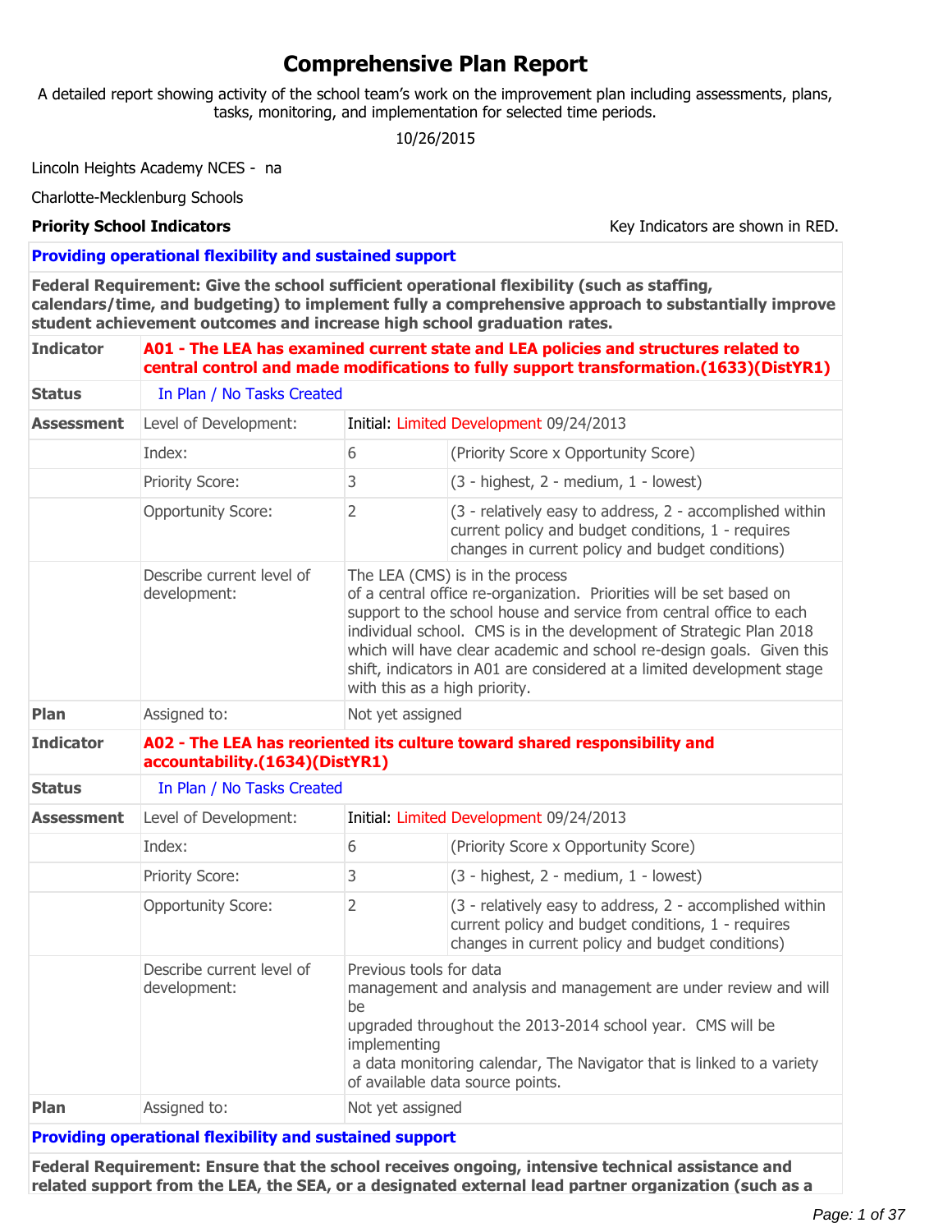# Comprehensive Plan Report

A detailed report showing activity of the school team's work on the improvement plan including assessments, plans, tasks, monitoring, and implementation for selected time periods.

10/26/2015

Lincoln Heights Academy NCES - na

Charlotte-Mecklenburg Schools

**Priority School Indicators**

Key Indicators are shown in RED.

| **Providing operational flexibility and sustained support** | | | |
|---|---|---|---|
| **Federal Requirement: Give the school sufficient operational flexibility (such as staffing, calendars/time, and budgeting) to implement fully a comprehensive approach to substantially improve student achievement outcomes and increase high school graduation rates.** | | | |
| **Indicator** | **A01 - The LEA has examined current state and LEA policies and structures related to central control and made modifications to fully support transformation.(1633)(DistYR1)** | | |
| **Status** | In Plan / No Tasks Created | | |
| **Assessment** | Level of Development: | Initial: Limited Development 09/24/2013 | |
| | Index: | 6 | (Priority Score x Opportunity Score) |
| | Priority Score: | 3 | (3 - highest, 2 - medium, 1 - lowest) |
| | Opportunity Score: | 2 | (3 - relatively easy to address, 2 - accomplished within current policy and budget conditions, 1 - requires changes in current policy and budget conditions) |
| | Describe current level of development: | The LEA (CMS) is in the process of a central office re-organization. Priorities will be set based on support to the school house and service from central office to each individual school. CMS is in the development of Strategic Plan 2018 which will have clear academic and school re-design goals. Given this shift, indicators in A01 are considered at a limited development stage with this as a high priority. | |
| **Plan** | Assigned to: | Not yet assigned | |
| **Indicator** | **A02 - The LEA has reoriented its culture toward shared responsibility and accountability.(1634)(DistYR1)** | | |
| **Status** | In Plan / No Tasks Created | | |
| **Assessment** | Level of Development: | Initial: Limited Development 09/24/2013 | |
| | Index: | 6 | (Priority Score x Opportunity Score) |
| | Priority Score: | 3 | (3 - highest, 2 - medium, 1 - lowest) |
| | Opportunity Score: | 2 | (3 - relatively easy to address, 2 - accomplished within current policy and budget conditions, 1 - requires changes in current policy and budget conditions) |
| | Describe current level of development: | Previous tools for data management and analysis and management are under review and will be upgraded throughout the 2013-2014 school year. CMS will be implementing a data monitoring calendar, The Navigator that is linked to a variety of available data source points. | |
| **Plan** | Assigned to: | Not yet assigned | |

| **Providing operational flexibility and sustained support** |
|---|
| **Federal Requirement: Ensure that the school receives ongoing, intensive technical assistance and related support from the LEA, the SEA, or a designated external lead partner organization (such as a** |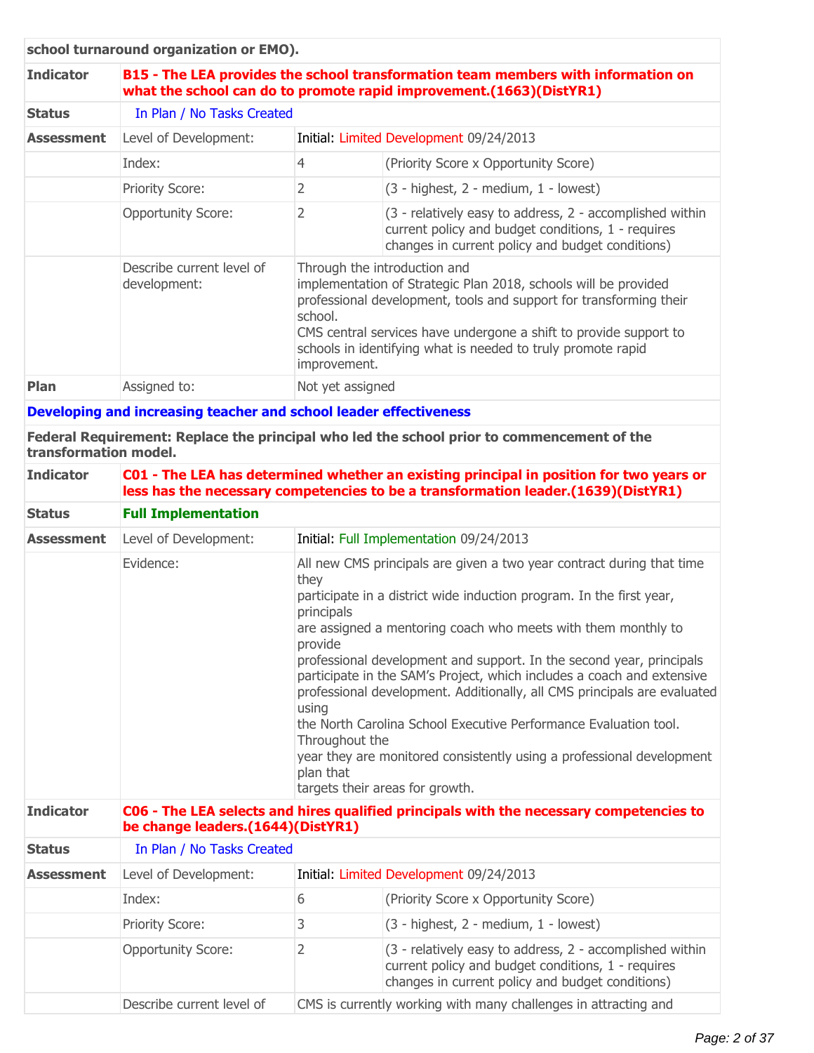**school turnaround organization or EMO).**

| | | | |
|---|---|---|---|
| **Indicator** | **B15 - The LEA provides the school transformation team members with information on what the school can do to promote rapid improvement.(1663)(DistYR1)** | | |
| **Status** | In Plan / No Tasks Created | | |
| **Assessment** | Level of Development: | Initial: Limited Development 09/24/2013 | |
| | Index: | 4 | (Priority Score x Opportunity Score) |
| | Priority Score: | 2 | (3 - highest, 2 - medium, 1 - lowest) |
| | Opportunity Score: | 2 | (3 - relatively easy to address, 2 - accomplished within current policy and budget conditions, 1 - requires changes in current policy and budget conditions) |
| | Describe current level of development: | Through the introduction and implementation of Strategic Plan 2018, schools will be provided professional development, tools and support for transforming their school. CMS central services have undergone a shift to provide support to schools in identifying what is needed to truly promote rapid improvement. | |
| **Plan** | Assigned to: | Not yet assigned | |

**Developing and increasing teacher and school leader effectiveness**

**Federal Requirement: Replace the principal who led the school prior to commencement of the transformation model.**

| | | |
|---|---|---|
| **Indicator** | **C01 - The LEA has determined whether an existing principal in position for two years or less has the necessary competencies to be a transformation leader.(1639)(DistYR1)** | |
| **Status** | **Full Implementation** | |
| **Assessment** | Level of Development: | Initial: Full Implementation 09/24/2013 |
| | Evidence: | All new CMS principals are given a two year contract during that time they participate in a district wide induction program. In the first year, principals are assigned a mentoring coach who meets with them monthly to provide professional development and support. In the second year, principals participate in the SAM's Project, which includes a coach and extensive professional development. Additionally, all CMS principals are evaluated using the North Carolina School Executive Performance Evaluation tool. Throughout the year they are monitored consistently using a professional development plan that targets their areas for growth. |

| | | | |
|---|---|---|---|
| **Indicator** | **C06 - The LEA selects and hires qualified principals with the necessary competencies to be change leaders.(1644)(DistYR1)** | | |
| **Status** | In Plan / No Tasks Created | | |
| **Assessment** | Level of Development: | Initial: Limited Development 09/24/2013 | |
| | Index: | 6 | (Priority Score x Opportunity Score) |
| | Priority Score: | 3 | (3 - highest, 2 - medium, 1 - lowest) |
| | Opportunity Score: | 2 | (3 - relatively easy to address, 2 - accomplished within current policy and budget conditions, 1 - requires changes in current policy and budget conditions) |
| | Describe current level of | CMS is currently working with many challenges in attracting and | |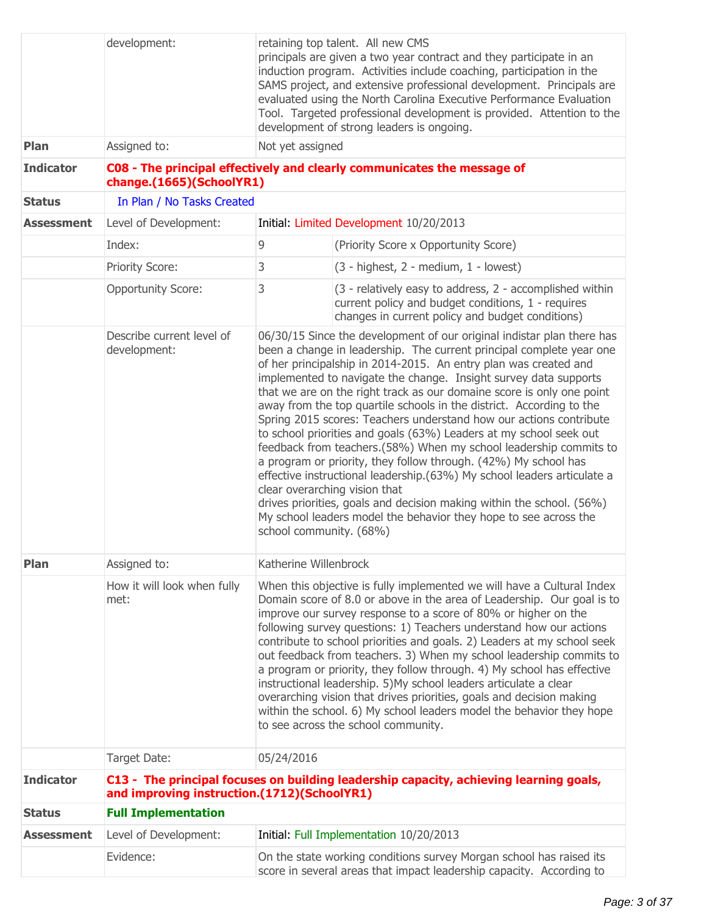| | | | |
|---|---|---|---|
| | development: | retaining top talent. All new CMS principals are given a two year contract and they participate in an induction program. Activities include coaching, participation in the SAMS project, and extensive professional development. Principals are evaluated using the North Carolina Executive Performance Evaluation Tool. Targeted professional development is provided. Attention to the development of strong leaders is ongoing. | |
| **Plan** | Assigned to: | Not yet assigned | |
| **Indicator** | **C08 - The principal effectively and clearly communicates the message of change.(1665)(SchoolYR1)** | | |
| **Status** | In Plan / No Tasks Created | | |
| **Assessment** | Level of Development: | Initial: Limited Development 10/20/2013 | |
| | Index: | 9 | (Priority Score x Opportunity Score) |
| | Priority Score: | 3 | (3 - highest, 2 - medium, 1 - lowest) |
| | Opportunity Score: | 3 | (3 - relatively easy to address, 2 - accomplished within current policy and budget conditions, 1 - requires changes in current policy and budget conditions) |
| | Describe current level of development: | 06/30/15 Since the development of our original indistar plan there has been a change in leadership. The current principal complete year one of her principalship in 2014-2015. An entry plan was created and implemented to navigate the change. Insight survey data supports that we are on the right track as our domaine score is only one point away from the top quartile schools in the district. According to the Spring 2015 scores: Teachers understand how our actions contribute to school priorities and goals (63%) Leaders at my school seek out feedback from teachers.(58%) When my school leadership commits to a program or priority, they follow through. (42%) My school has effective instructional leadership.(63%) My school leaders articulate a clear overarching vision that drives priorities, goals and decision making within the school. (56%) My school leaders model the behavior they hope to see across the school community. (68%) | |
| **Plan** | Assigned to: | Katherine Willenbrock | |
| | How it will look when fully met: | When this objective is fully implemented we will have a Cultural Index Domain score of 8.0 or above in the area of Leadership. Our goal is to improve our survey response to a score of 80% or higher on the following survey questions: 1) Teachers understand how our actions contribute to school priorities and goals. 2) Leaders at my school seek out feedback from teachers. 3) When my school leadership commits to a program or priority, they follow through. 4) My school has effective instructional leadership. 5)My school leaders articulate a clear overarching vision that drives priorities, goals and decision making within the school. 6) My school leaders model the behavior they hope to see across the school community. | |
| | Target Date: | 05/24/2016 | |
| **Indicator** | **C13 - The principal focuses on building leadership capacity, achieving learning goals, and improving instruction.(1712)(SchoolYR1)** | | |
| **Status** | **Full Implementation** | | |
| **Assessment** | Level of Development: | Initial: Full Implementation 10/20/2013 | |
| | Evidence: | On the state working conditions survey Morgan school has raised its score in several areas that impact leadership capacity. According to | |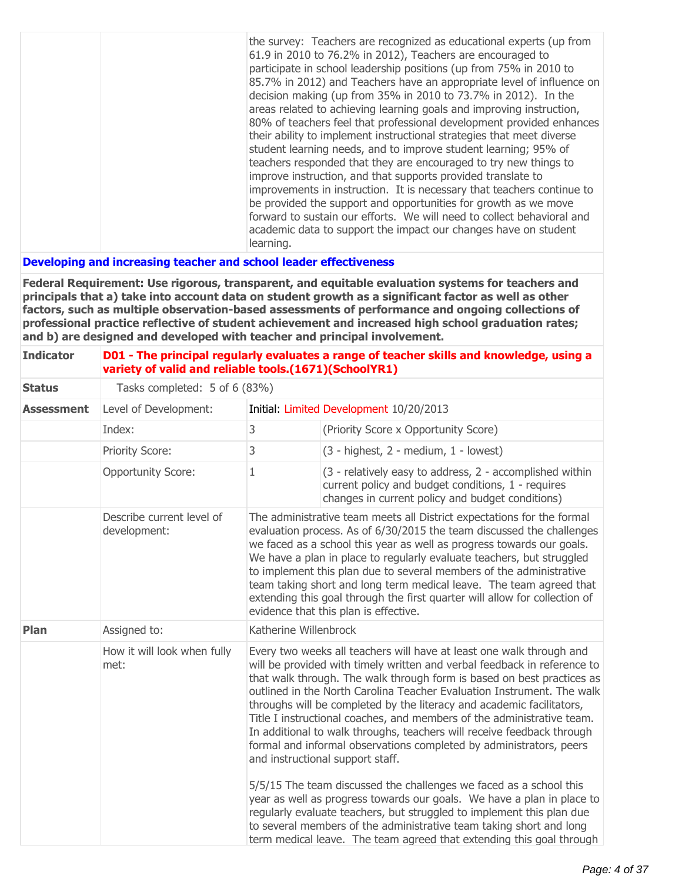| | | |
|---|---|---|
| | | the survey: Teachers are recognized as educational experts (up from 61.9 in 2010 to 76.2% in 2012), Teachers are encouraged to participate in school leadership positions (up from 75% in 2010 to 85.7% in 2012) and Teachers have an appropriate level of influence on decision making (up from 35% in 2010 to 73.7% in 2012). In the areas related to achieving learning goals and improving instruction, 80% of teachers feel that professional development provided enhances their ability to implement instructional strategies that meet diverse student learning needs, and to improve student learning; 95% of teachers responded that they are encouraged to try new things to improve instruction, and that supports provided translate to improvements in instruction. It is necessary that teachers continue to be provided the support and opportunities for growth as we move forward to sustain our efforts. We will need to collect behavioral and academic data to support the impact our changes have on student learning. |

**Developing and increasing teacher and school leader effectiveness**

**Federal Requirement: Use rigorous, transparent, and equitable evaluation systems for teachers and principals that a) take into account data on student growth as a significant factor as well as other factors, such as multiple observation-based assessments of performance and ongoing collections of professional practice reflective of student achievement and increased high school graduation rates; and b) are designed and developed with teacher and principal involvement.**

| | | | |
|---|---|---|---|
| **Indicator** | **D01 - The principal regularly evaluates a range of teacher skills and knowledge, using a variety of valid and reliable tools.(1671)(SchoolYR1)** | | |
| **Status** | Tasks completed: 5 of 6 (83%) | | |
| **Assessment** | Level of Development: | Initial: Limited Development 10/20/2013 | |
| | Index: | 3 | (Priority Score x Opportunity Score) |
| | Priority Score: | 3 | (3 - highest, 2 - medium, 1 - lowest) |
| | Opportunity Score: | 1 | (3 - relatively easy to address, 2 - accomplished within current policy and budget conditions, 1 - requires changes in current policy and budget conditions) |
| | Describe current level of development: | The administrative team meets all District expectations for the formal evaluation process. As of 6/30/2015 the team discussed the challenges we faced as a school this year as well as progress towards our goals. We have a plan in place to regularly evaluate teachers, but struggled to implement this plan due to several members of the administrative team taking short and long term medical leave. The team agreed that extending this goal through the first quarter will allow for collection of evidence that this plan is effective. | |
| **Plan** | Assigned to: | Katherine Willenbrock | |
| | How it will look when fully met: | Every two weeks all teachers will have at least one walk through and will be provided with timely written and verbal feedback in reference to that walk through. The walk through form is based on best practices as outlined in the North Carolina Teacher Evaluation Instrument. The walk throughs will be completed by the literacy and academic facilitators, Title I instructional coaches, and members of the administrative team. In additional to walk throughs, teachers will receive feedback through formal and informal observations completed by administrators, peers and instructional support staff.<br><br>5/5/15 The team discussed the challenges we faced as a school this year as well as progress towards our goals. We have a plan in place to regularly evaluate teachers, but struggled to implement this plan due to several members of the administrative team taking short and long term medical leave. The team agreed that extending this goal through | |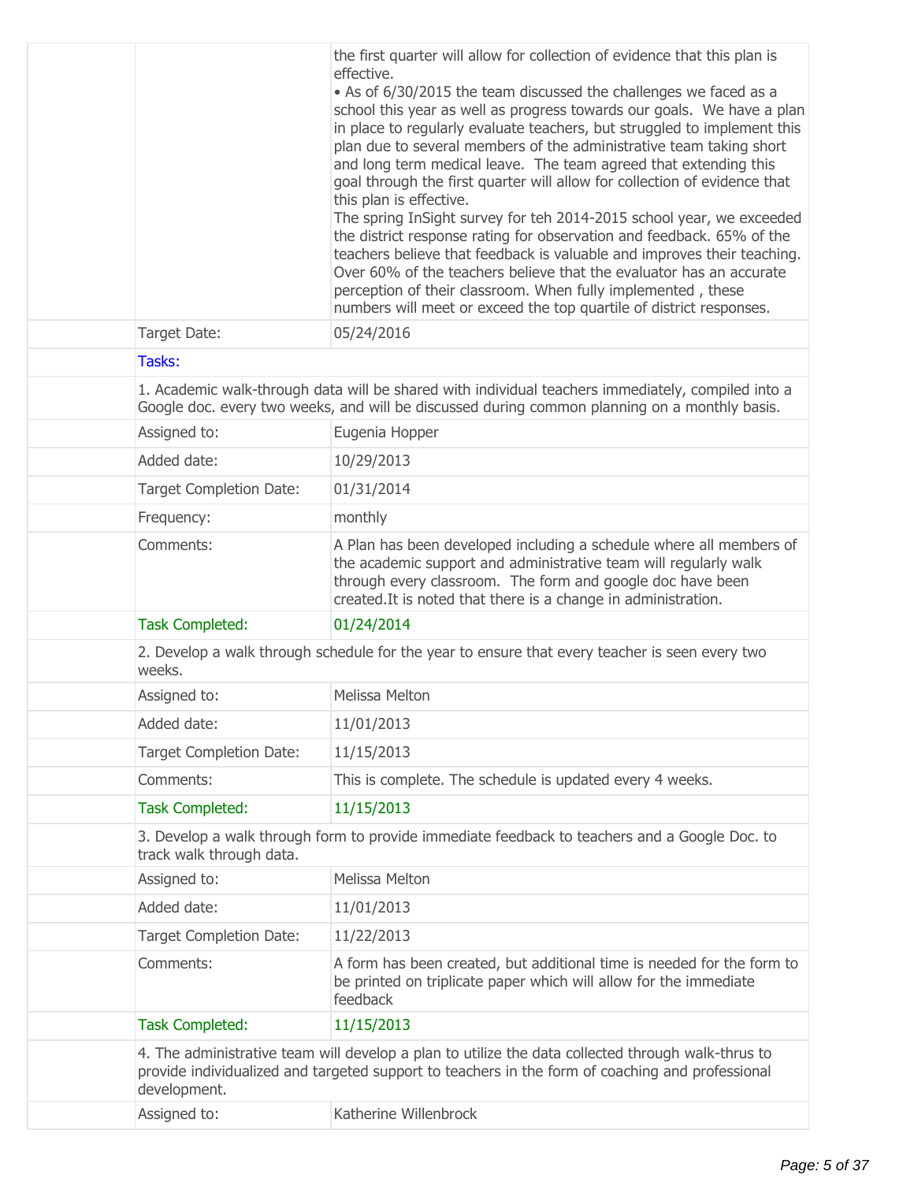the first quarter will allow for collection of evidence that this plan is effective.

• As of 6/30/2015 the team discussed the challenges we faced as a school this year as well as progress towards our goals. We have a plan in place to regularly evaluate teachers, but struggled to implement this plan due to several members of the administrative team taking short and long term medical leave. The team agreed that extending this goal through the first quarter will allow for collection of evidence that this plan is effective.

The spring InSight survey for teh 2014-2015 school year, we exceeded the district response rating for observation and feedback. 65% of the teachers believe that feedback is valuable and improves their teaching. Over 60% of the teachers believe that the evaluator has an accurate perception of their classroom. When fully implemented , these numbers will meet or exceed the top quartile of district responses.

| | |
|---|---|
| Target Date: | 05/24/2016 |

**Tasks:**

1. Academic walk-through data will be shared with individual teachers immediately, compiled into a Google doc. every two weeks, and will be discussed during common planning on a monthly basis.

| | |
|---|---|
| Assigned to: | Eugenia Hopper |
| Added date: | 10/29/2013 |
| Target Completion Date: | 01/31/2014 |
| Frequency: | monthly |
| Comments: | A Plan has been developed including a schedule where all members of the academic support and administrative team will regularly walk through every classroom. The form and google doc have been created.It is noted that there is a change in administration. |
| Task Completed: | 01/24/2014 |

2. Develop a walk through schedule for the year to ensure that every teacher is seen every two weeks.

| | |
|---|---|
| Assigned to: | Melissa Melton |
| Added date: | 11/01/2013 |
| Target Completion Date: | 11/15/2013 |
| Comments: | This is complete. The schedule is updated every 4 weeks. |
| Task Completed: | 11/15/2013 |

3. Develop a walk through form to provide immediate feedback to teachers and a Google Doc. to track walk through data.

| | |
|---|---|
| Assigned to: | Melissa Melton |
| Added date: | 11/01/2013 |
| Target Completion Date: | 11/22/2013 |
| Comments: | A form has been created, but additional time is needed for the form to be printed on triplicate paper which will allow for the immediate feedback |
| Task Completed: | 11/15/2013 |

4. The administrative team will develop a plan to utilize the data collected through walk-thrus to provide individualized and targeted support to teachers in the form of coaching and professional development.

| | |
|---|---|
| Assigned to: | Katherine Willenbrock |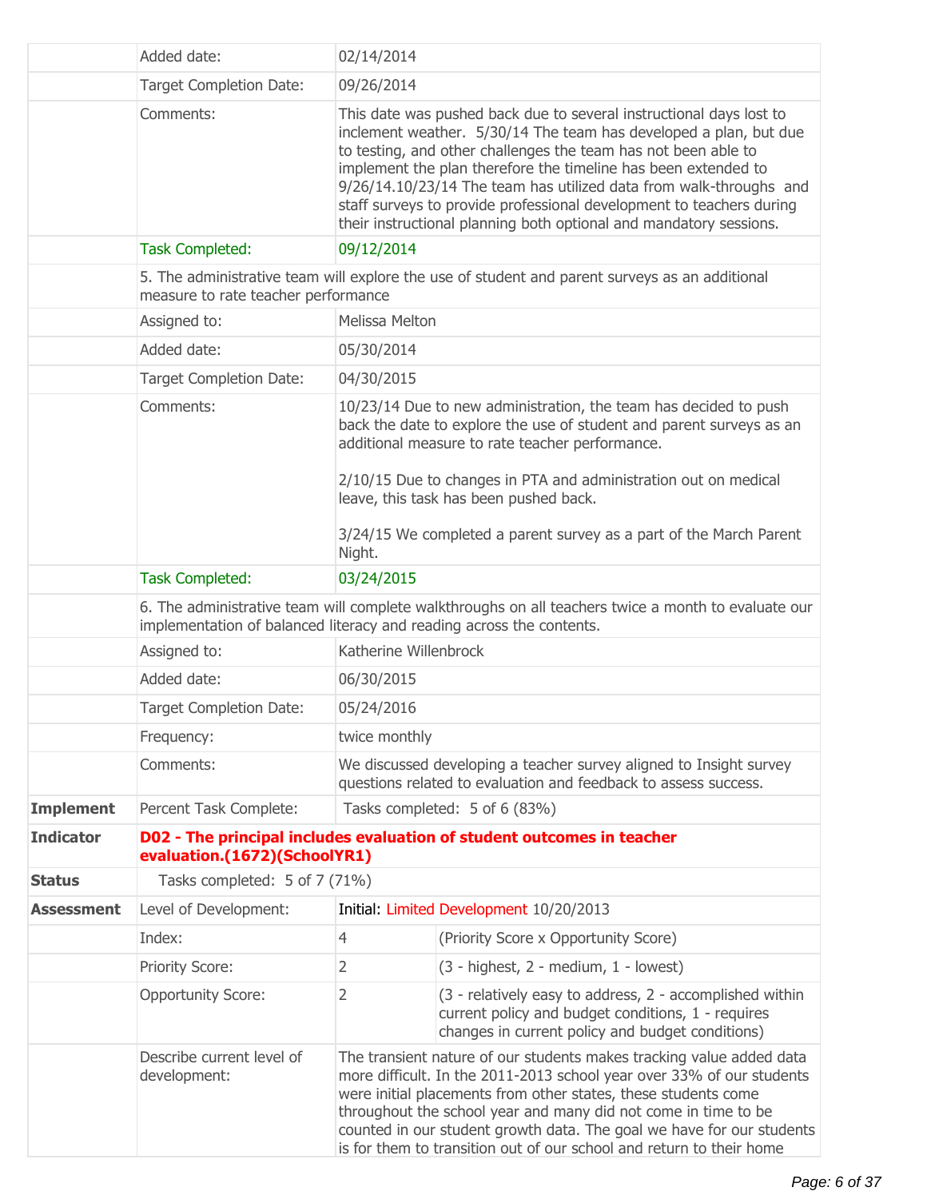| | | | |
|---|---|---|---|
| | Added date: | 02/14/2014 | |
| | Target Completion Date: | 09/26/2014 | |
| | Comments: | This date was pushed back due to several instructional days lost to inclement weather.  5/30/14 The team has developed a plan, but due to testing, and other challenges the team has not been able to implement the plan therefore the timeline has been extended to 9/26/14.10/23/14 The team has utilized data from walk-throughs  and staff surveys to provide professional development to teachers during their instructional planning both optional and mandatory sessions. | |
| | Task Completed: | 09/12/2014 | |
| | 5. The administrative team will explore the use of student and parent surveys as an additional measure to rate teacher performance | | |
| | Assigned to: | Melissa Melton | |
| | Added date: | 05/30/2014 | |
| | Target Completion Date: | 04/30/2015 | |
| | Comments: | 10/23/14 Due to new administration, the team has decided to push back the date to explore the use of student and parent surveys as an additional measure to rate teacher performance.<br><br>2/10/15 Due to changes in PTA and administration out on medical leave, this task has been pushed back.<br><br>3/24/15 We completed a parent survey as a part of the March Parent Night. | |
| | Task Completed: | 03/24/2015 | |
| | 6. The administrative team will complete walkthroughs on all teachers twice a month to evaluate our implementation of balanced literacy and reading across the contents. | | |
| | Assigned to: | Katherine Willenbrock | |
| | Added date: | 06/30/2015 | |
| | Target Completion Date: | 05/24/2016 | |
| | Frequency: | twice monthly | |
| | Comments: | We discussed developing a teacher survey aligned to Insight survey questions related to evaluation and feedback to assess success. | |
| **Implement** | Percent Task Complete: | Tasks completed:  5 of 6 (83%) | |
| **Indicator** | **D02 - The principal includes evaluation of student outcomes in teacher evaluation.(1672)(SchoolYR1)** | | |
| **Status** | Tasks completed:  5 of 7 (71%) | | |
| **Assessment** | Level of Development: | Initial: Limited Development 10/20/2013 | |
| | Index: | 4 | (Priority Score x Opportunity Score) |
| | Priority Score: | 2 | (3 - highest, 2 - medium, 1 - lowest) |
| | Opportunity Score: | 2 | (3 - relatively easy to address, 2 - accomplished within current policy and budget conditions, 1 - requires changes in current policy and budget conditions) |
| | Describe current level of development: | The transient nature of our students makes tracking value added data more difficult. In the 2011-2013 school year over 33% of our students were initial placements from other states, these students come throughout the school year and many did not come in time to be counted in our student growth data. The goal we have for our students is for them to transition out of our school and return to their home | |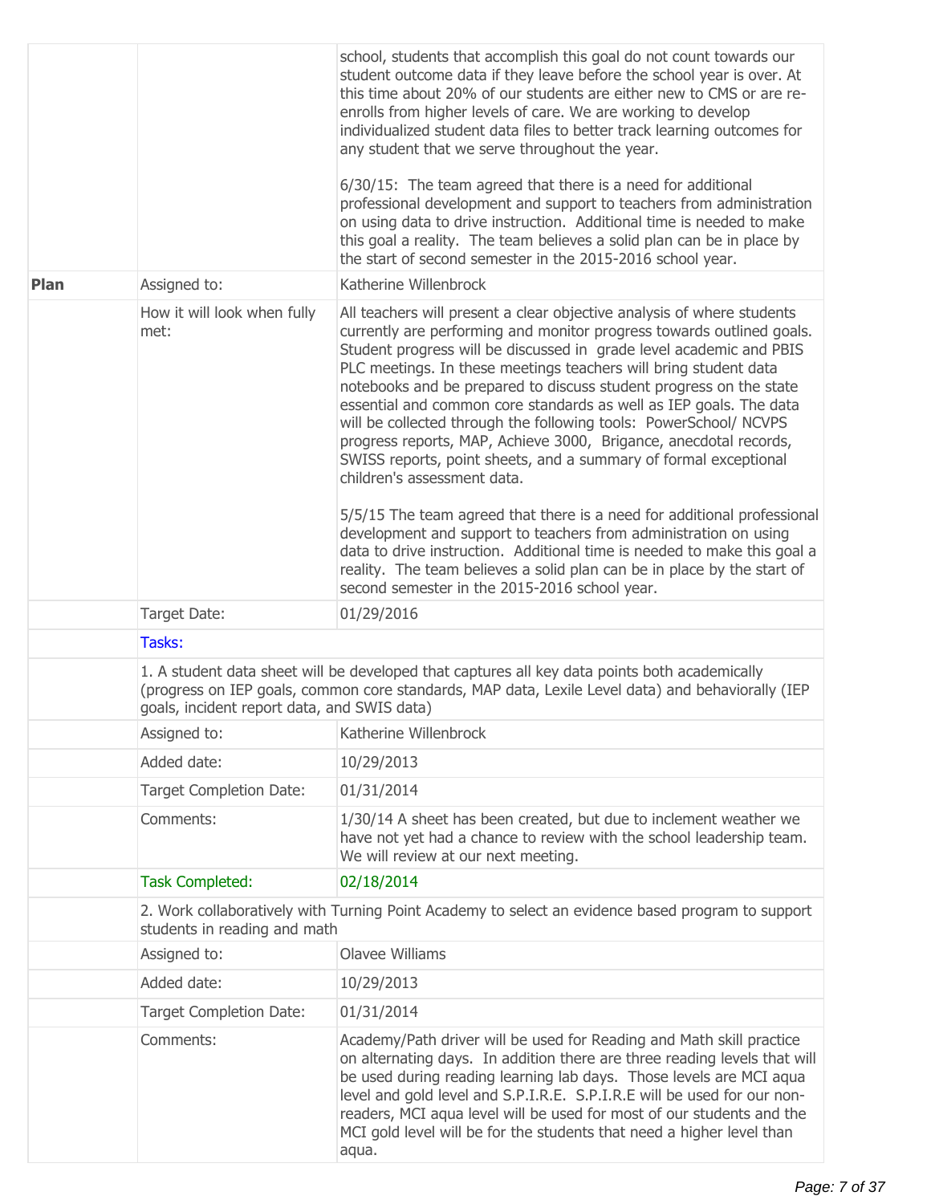| | | |
|---|---|---|
| | | school, students that accomplish this goal do not count towards our student outcome data if they leave before the school year is over. At this time about 20% of our students are either new to CMS or are re-enrolls from higher levels of care. We are working to develop individualized student data files to better track learning outcomes for any student that we serve throughout the year.<br><br>6/30/15: The team agreed that there is a need for additional professional development and support to teachers from administration on using data to drive instruction. Additional time is needed to make this goal a reality. The team believes a solid plan can be in place by the start of second semester in the 2015-2016 school year. |
| **Plan** | Assigned to: | Katherine Willenbrock |
| | How it will look when fully met: | All teachers will present a clear objective analysis of where students currently are performing and monitor progress towards outlined goals. Student progress will be discussed in grade level academic and PBIS PLC meetings. In these meetings teachers will bring student data notebooks and be prepared to discuss student progress on the state essential and common core standards as well as IEP goals. The data will be collected through the following tools: PowerSchool/ NCVPS progress reports, MAP, Achieve 3000, Brigance, anecdotal records, SWISS reports, point sheets, and a summary of formal exceptional children's assessment data.<br><br>5/5/15 The team agreed that there is a need for additional professional development and support to teachers from administration on using data to drive instruction. Additional time is needed to make this goal a reality. The team believes a solid plan can be in place by the start of second semester in the 2015-2016 school year. |
| | Target Date: | 01/29/2016 |
| | Tasks: | |
| | 1. A student data sheet will be developed that captures all key data points both academically (progress on IEP goals, common core standards, MAP data, Lexile Level data) and behaviorally (IEP goals, incident report data, and SWIS data) | |
| | Assigned to: | Katherine Willenbrock |
| | Added date: | 10/29/2013 |
| | Target Completion Date: | 01/31/2014 |
| | Comments: | 1/30/14 A sheet has been created, but due to inclement weather we have not yet had a chance to review with the school leadership team. We will review at our next meeting. |
| | Task Completed: | 02/18/2014 |
| | 2. Work collaboratively with Turning Point Academy to select an evidence based program to support students in reading and math | |
| | Assigned to: | Olavee Williams |
| | Added date: | 10/29/2013 |
| | Target Completion Date: | 01/31/2014 |
| | Comments: | Academy/Path driver will be used for Reading and Math skill practice on alternating days. In addition there are three reading levels that will be used during reading learning lab days. Those levels are MCI aqua level and gold level and S.P.I.R.E. S.P.I.R.E will be used for our non-readers, MCI aqua level will be used for most of our students and the MCI gold level will be for the students that need a higher level than aqua. |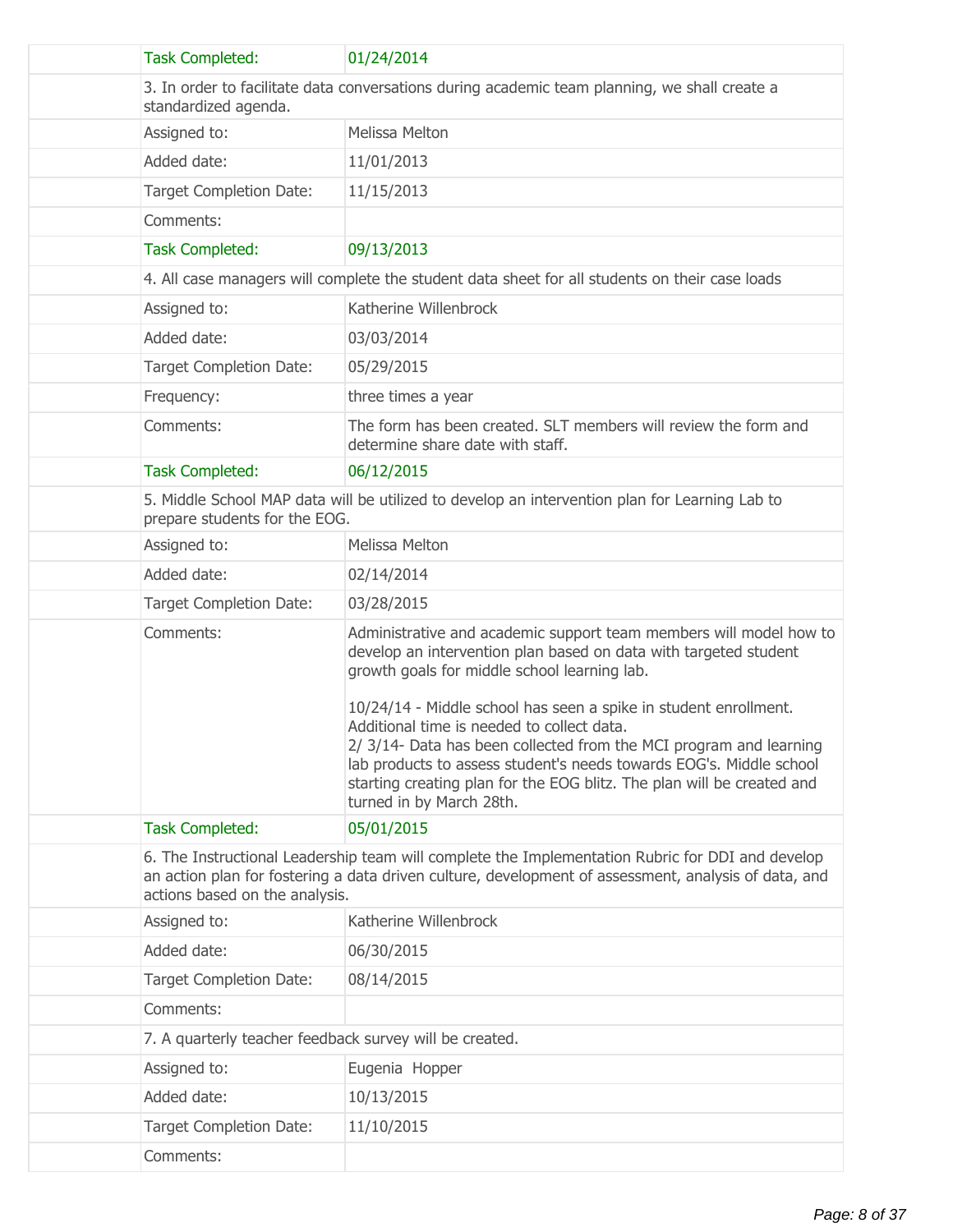| | | |
|---|---|---|
| | Task Completed: | 01/24/2014 |
| | 3. In order to facilitate data conversations during academic team planning, we shall create a standardized agenda. | |
| | Assigned to: | Melissa Melton |
| | Added date: | 11/01/2013 |
| | Target Completion Date: | 11/15/2013 |
| | Comments: | |
| | Task Completed: | 09/13/2013 |
| | 4. All case managers will complete the student data sheet for all students on their case loads | |
| | Assigned to: | Katherine Willenbrock |
| | Added date: | 03/03/2014 |
| | Target Completion Date: | 05/29/2015 |
| | Frequency: | three times a year |
| | Comments: | The form has been created. SLT members will review the form and determine share date with staff. |
| | Task Completed: | 06/12/2015 |
| | 5. Middle School MAP data will be utilized to develop an intervention plan for Learning Lab to prepare students for the EOG. | |
| | Assigned to: | Melissa Melton |
| | Added date: | 02/14/2014 |
| | Target Completion Date: | 03/28/2015 |
| | Comments: | Administrative and academic support team members will model how to develop an intervention plan based on data with targeted student growth goals for middle school learning lab.<br><br>10/24/14 - Middle school has seen a spike in student enrollment. Additional time is needed to collect data.<br>2/ 3/14- Data has been collected from the MCI program and learning lab products to assess student's needs towards EOG's. Middle school starting creating plan for the EOG blitz. The plan will be created and turned in by March 28th. |
| | Task Completed: | 05/01/2015 |
| | 6. The Instructional Leadership team will complete the Implementation Rubric for DDI and develop an action plan for fostering a data driven culture, development of assessment, analysis of data, and actions based on the analysis. | |
| | Assigned to: | Katherine Willenbrock |
| | Added date: | 06/30/2015 |
| | Target Completion Date: | 08/14/2015 |
| | Comments: | |
| | 7. A quarterly teacher feedback survey will be created. | |
| | Assigned to: | Eugenia Hopper |
| | Added date: | 10/13/2015 |
| | Target Completion Date: | 11/10/2015 |
| | Comments: | |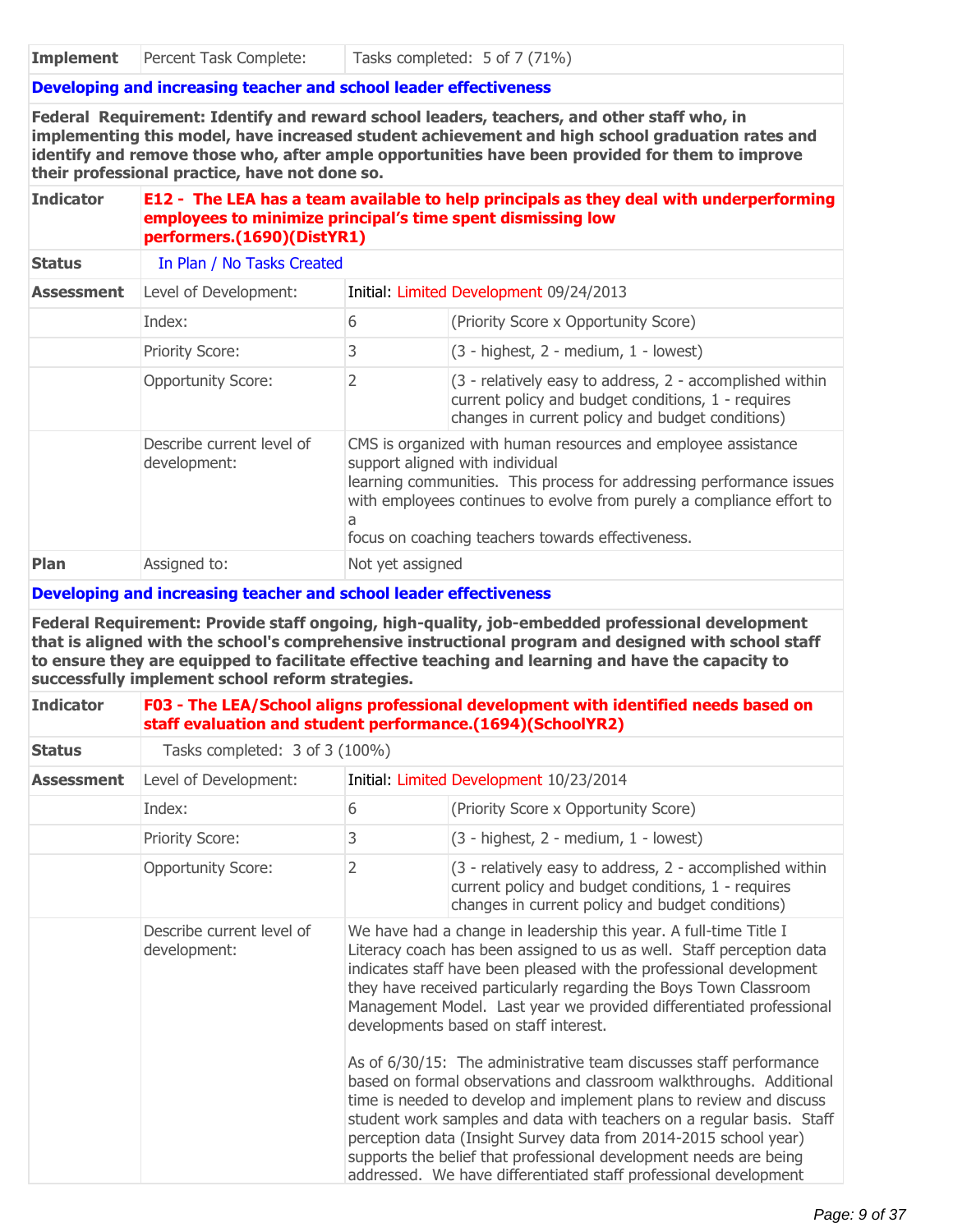| Implement | Percent Task Complete: | Tasks completed: 5 of 7 (71%) |
|---|---|---|

**Developing and increasing teacher and school leader effectiveness**

**Federal Requirement: Identify and reward school leaders, teachers, and other staff who, in implementing this model, have increased student achievement and high school graduation rates and identify and remove those who, after ample opportunities have been provided for them to improve their professional practice, have not done so.**

| | | | |
|---|---|---|---|
| **Indicator** | **E12 - The LEA has a team available to help principals as they deal with underperforming employees to minimize principal's time spent dismissing low performers.(1690)(DistYR1)** | | |
| **Status** | In Plan / No Tasks Created | | |
| **Assessment** | Level of Development: | Initial: Limited Development 09/24/2013 | |
| | Index: | 6 | (Priority Score x Opportunity Score) |
| | Priority Score: | 3 | (3 - highest, 2 - medium, 1 - lowest) |
| | Opportunity Score: | 2 | (3 - relatively easy to address, 2 - accomplished within current policy and budget conditions, 1 - requires changes in current policy and budget conditions) |
| | Describe current level of development: | CMS is organized with human resources and employee assistance support aligned with individual learning communities. This process for addressing performance issues with employees continues to evolve from purely a compliance effort to a focus on coaching teachers towards effectiveness. | |
| **Plan** | Assigned to: | Not yet assigned | |

**Developing and increasing teacher and school leader effectiveness**

**Federal Requirement: Provide staff ongoing, high-quality, job-embedded professional development that is aligned with the school's comprehensive instructional program and designed with school staff to ensure they are equipped to facilitate effective teaching and learning and have the capacity to successfully implement school reform strategies.**

| | | | |
|---|---|---|---|
| **Indicator** | **F03 - The LEA/School aligns professional development with identified needs based on staff evaluation and student performance.(1694)(SchoolYR2)** | | |
| **Status** | Tasks completed: 3 of 3 (100%) | | |
| **Assessment** | Level of Development: | Initial: Limited Development 10/23/2014 | |
| | Index: | 6 | (Priority Score x Opportunity Score) |
| | Priority Score: | 3 | (3 - highest, 2 - medium, 1 - lowest) |
| | Opportunity Score: | 2 | (3 - relatively easy to address, 2 - accomplished within current policy and budget conditions, 1 - requires changes in current policy and budget conditions) |
| | Describe current level of development: | We have had a change in leadership this year. A full-time Title I Literacy coach has been assigned to us as well. Staff perception data indicates staff have been pleased with the professional development they have received particularly regarding the Boys Town Classroom Management Model. Last year we provided differentiated professional developments based on staff interest.<br><br>As of 6/30/15: The administrative team discusses staff performance based on formal observations and classroom walkthroughs. Additional time is needed to develop and implement plans to review and discuss student work samples and data with teachers on a regular basis. Staff perception data (Insight Survey data from 2014-2015 school year) supports the belief that professional development needs are being addressed. We have differentiated staff professional development | |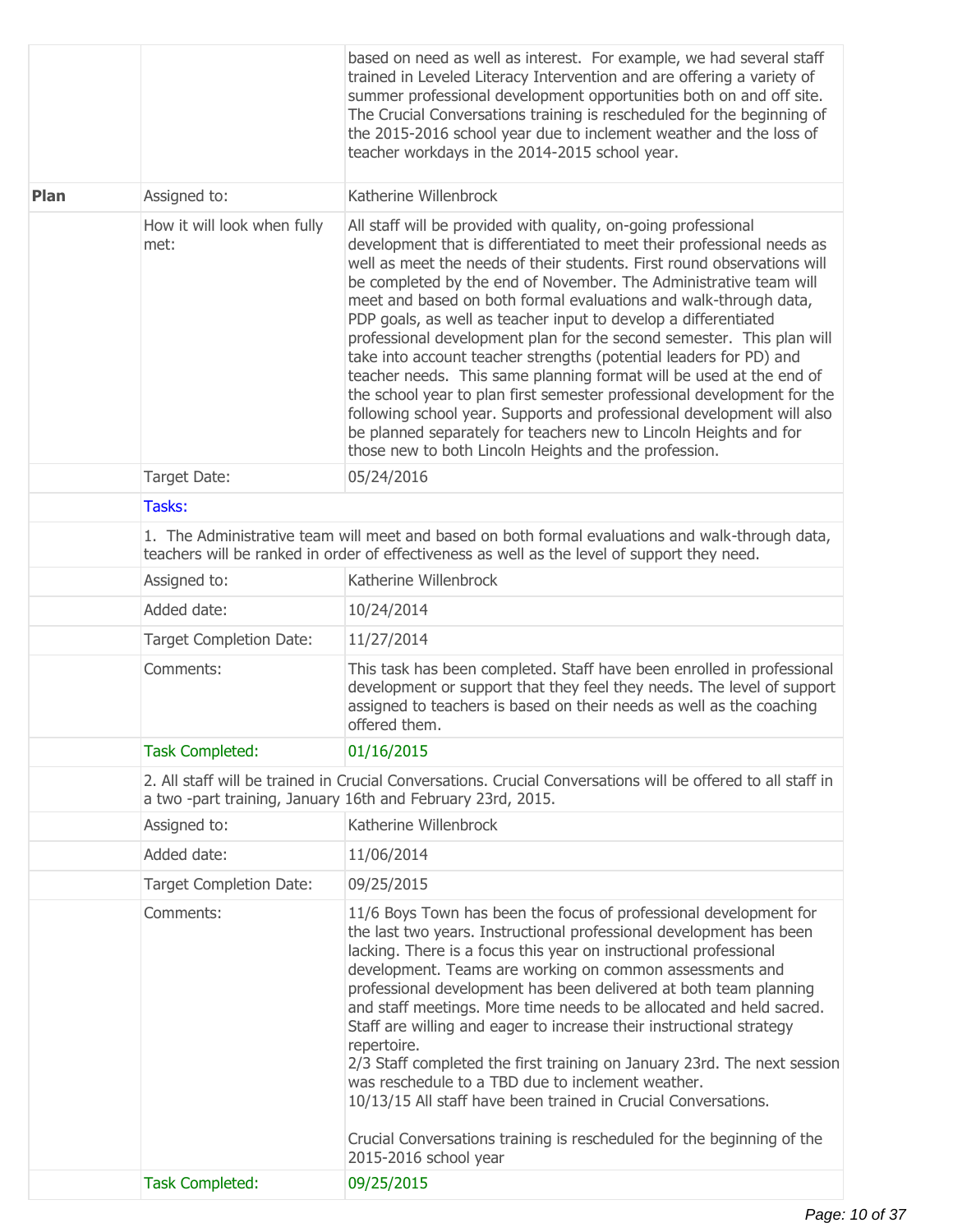| | | |
|---|---|---|
| | | based on need as well as interest. For example, we had several staff trained in Leveled Literacy Intervention and are offering a variety of summer professional development opportunities both on and off site. The Crucial Conversations training is rescheduled for the beginning of the 2015-2016 school year due to inclement weather and the loss of teacher workdays in the 2014-2015 school year. |
| **Plan** | Assigned to: | Katherine Willenbrock |
| | How it will look when fully met: | All staff will be provided with quality, on-going professional development that is differentiated to meet their professional needs as well as meet the needs of their students. First round observations will be completed by the end of November. The Administrative team will meet and based on both formal evaluations and walk-through data, PDP goals, as well as teacher input to develop a differentiated professional development plan for the second semester. This plan will take into account teacher strengths (potential leaders for PD) and teacher needs. This same planning format will be used at the end of the school year to plan first semester professional development for the following school year. Supports and professional development will also be planned separately for teachers new to Lincoln Heights and for those new to both Lincoln Heights and the profession. |
| | Target Date: | 05/24/2016 |
| | Tasks: | |
| | 1. The Administrative team will meet and based on both formal evaluations and walk-through data, teachers will be ranked in order of effectiveness as well as the level of support they need. | |
| | Assigned to: | Katherine Willenbrock |
| | Added date: | 10/24/2014 |
| | Target Completion Date: | 11/27/2014 |
| | Comments: | This task has been completed. Staff have been enrolled in professional development or support that they feel they needs. The level of support assigned to teachers is based on their needs as well as the coaching offered them. |
| | Task Completed: | 01/16/2015 |
| | 2. All staff will be trained in Crucial Conversations. Crucial Conversations will be offered to all staff in a two -part training, January 16th and February 23rd, 2015. | |
| | Assigned to: | Katherine Willenbrock |
| | Added date: | 11/06/2014 |
| | Target Completion Date: | 09/25/2015 |
| | Comments: | 11/6 Boys Town has been the focus of professional development for the last two years. Instructional professional development has been lacking. There is a focus this year on instructional professional development. Teams are working on common assessments and professional development has been delivered at both team planning and staff meetings. More time needs to be allocated and held sacred. Staff are willing and eager to increase their instructional strategy repertoire.<br>2/3 Staff completed the first training on January 23rd. The next session was reschedule to a TBD due to inclement weather.<br>10/13/15 All staff have been trained in Crucial Conversations.<br><br>Crucial Conversations training is rescheduled for the beginning of the 2015-2016 school year |
| | Task Completed: | 09/25/2015 |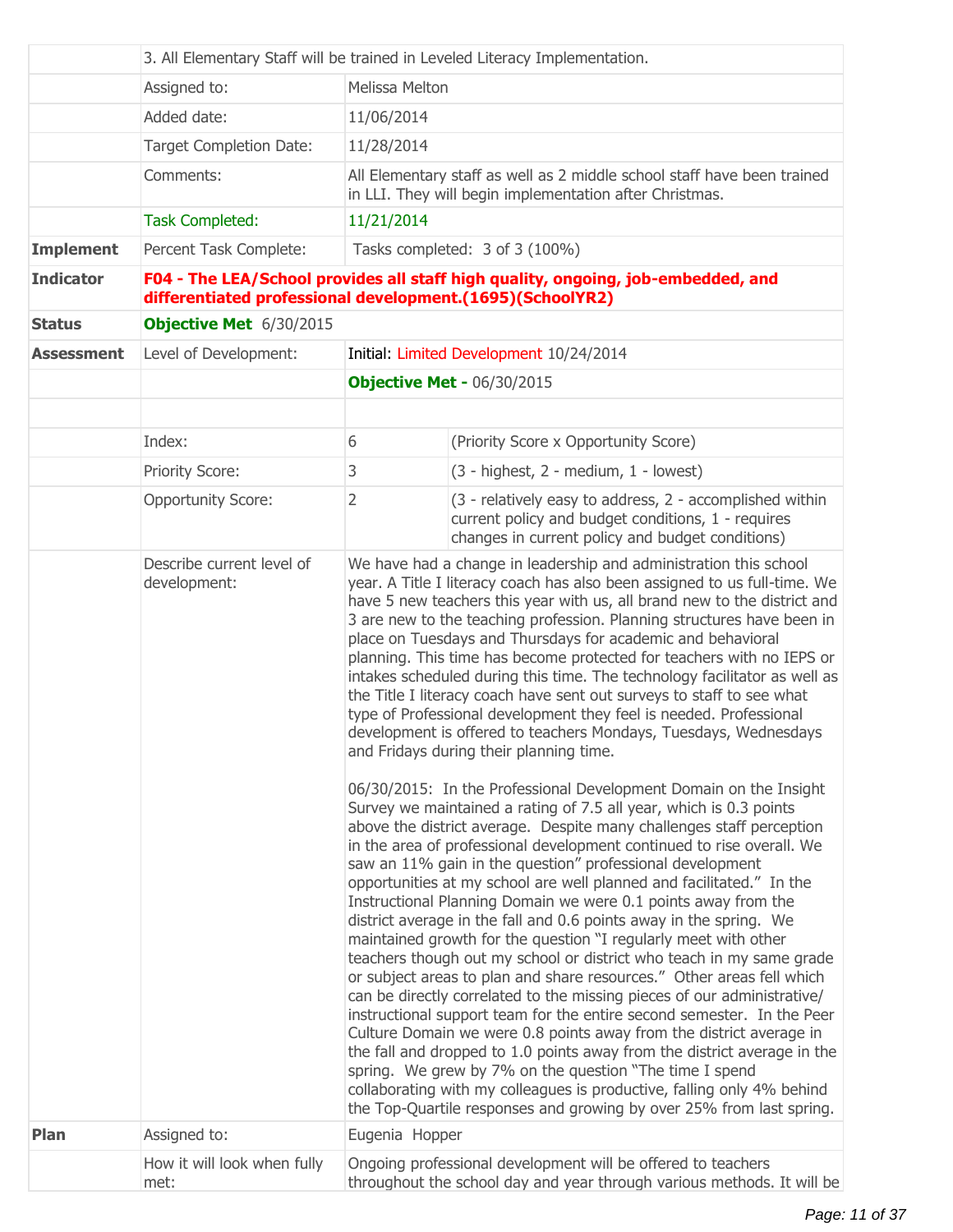| | | | |
|---|---|---|---|
| | 3. All Elementary Staff will be trained in Leveled Literacy Implementation. | | |
| | Assigned to: | Melissa Melton | |
| | Added date: | 11/06/2014 | |
| | Target Completion Date: | 11/28/2014 | |
| | Comments: | All Elementary staff as well as 2 middle school staff have been trained in LLI. They will begin implementation after Christmas. | |
| | Task Completed: | 11/21/2014 | |
| **Implement** | Percent Task Complete: | Tasks completed: 3 of 3 (100%) | |
| **Indicator** | **F04 - The LEA/School provides all staff high quality, ongoing, job-embedded, and differentiated professional development.(1695)(SchoolYR2)** | | |
| **Status** | **Objective Met** 6/30/2015 | | |
| **Assessment** | Level of Development: | Initial: Limited Development 10/24/2014 | |
| | | **Objective Met -** 06/30/2015 | |
| | | | |
| | Index: | 6 | (Priority Score x Opportunity Score) |
| | Priority Score: | 3 | (3 - highest, 2 - medium, 1 - lowest) |
| | Opportunity Score: | 2 | (3 - relatively easy to address, 2 - accomplished within current policy and budget conditions, 1 - requires changes in current policy and budget conditions) |
| | Describe current level of development: | We have had a change in leadership and administration this school year. A Title I literacy coach has also been assigned to us full-time. We have 5 new teachers this year with us, all brand new to the district and 3 are new to the teaching profession. Planning structures have been in place on Tuesdays and Thursdays for academic and behavioral planning. This time has become protected for teachers with no IEPS or intakes scheduled during this time. The technology facilitator as well as the Title I literacy coach have sent out surveys to staff to see what type of Professional development they feel is needed. Professional development is offered to teachers Mondays, Tuesdays, Wednesdays and Fridays during their planning time.<br><br>06/30/2015: In the Professional Development Domain on the Insight Survey we maintained a rating of 7.5 all year, which is 0.3 points above the district average. Despite many challenges staff perception in the area of professional development continued to rise overall. We saw an 11% gain in the question" professional development opportunities at my school are well planned and facilitated." In the Instructional Planning Domain we were 0.1 points away from the district average in the fall and 0.6 points away in the spring. We maintained growth for the question "I regularly meet with other teachers though out my school or district who teach in my same grade or subject areas to plan and share resources." Other areas fell which can be directly correlated to the missing pieces of our administrative/ instructional support team for the entire second semester. In the Peer Culture Domain we were 0.8 points away from the district average in the fall and dropped to 1.0 points away from the district average in the spring. We grew by 7% on the question "The time I spend collaborating with my colleagues is productive, falling only 4% behind the Top-Quartile responses and growing by over 25% from last spring. | |
| **Plan** | Assigned to: | Eugenia Hopper | |
| | How it will look when fully met: | Ongoing professional development will be offered to teachers throughout the school day and year through various methods. It will be | |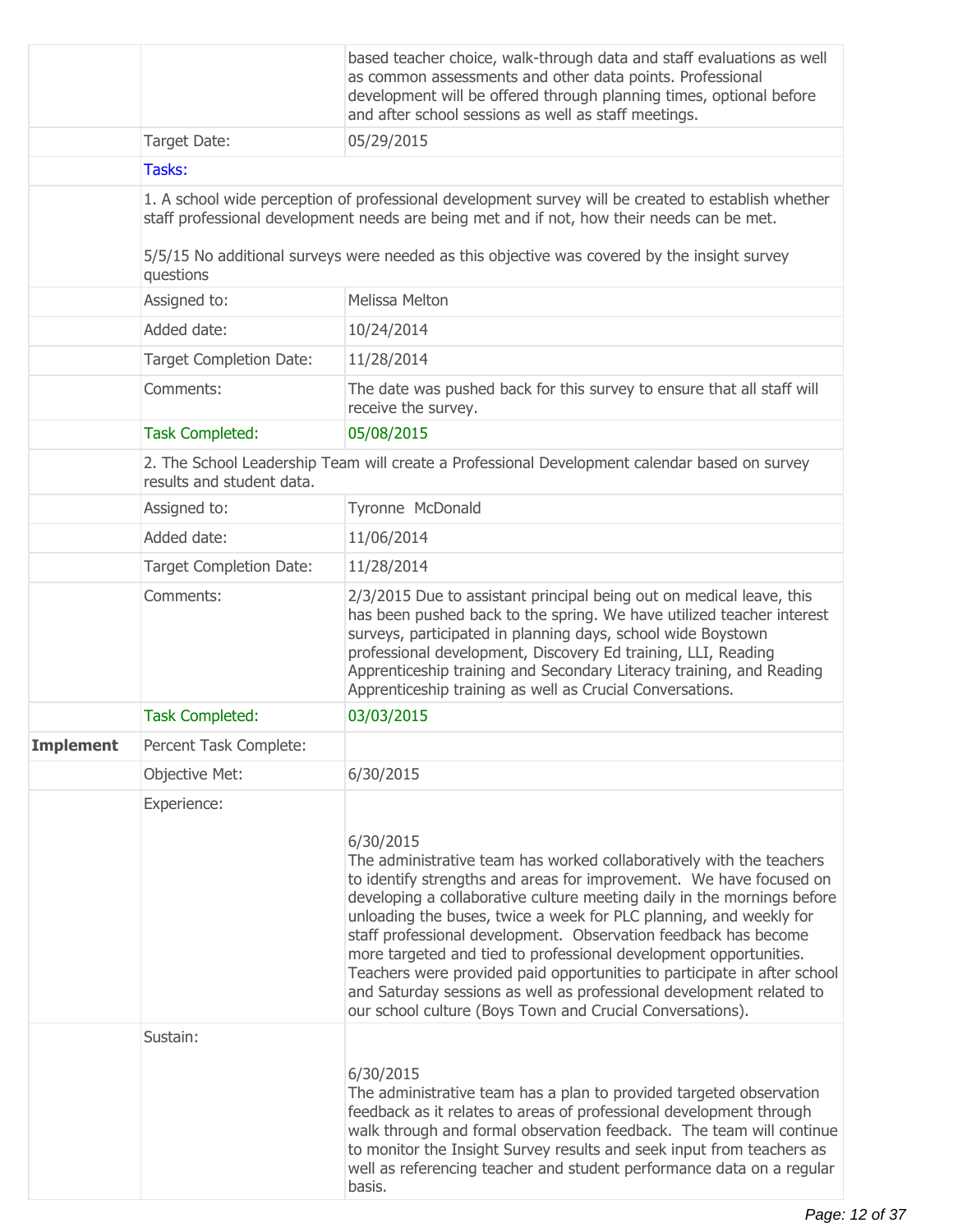| | | |
|---|---|---|
| | | based teacher choice, walk-through data and staff evaluations as well as common assessments and other data points. Professional development will be offered through planning times, optional before and after school sessions as well as staff meetings. |
| | Target Date: | 05/29/2015 |
| | Tasks: | |
| | 1. A school wide perception of professional development survey will be created to establish whether staff professional development needs are being met and if not, how their needs can be met.<br><br>5/5/15 No additional surveys were needed as this objective was covered by the insight survey questions | |
| | Assigned to: | Melissa Melton |
| | Added date: | 10/24/2014 |
| | Target Completion Date: | 11/28/2014 |
| | Comments: | The date was pushed back for this survey to ensure that all staff will receive the survey. |
| | Task Completed: | 05/08/2015 |
| | 2. The School Leadership Team will create a Professional Development calendar based on survey results and student data. | |
| | Assigned to: | Tyronne McDonald |
| | Added date: | 11/06/2014 |
| | Target Completion Date: | 11/28/2014 |
| | Comments: | 2/3/2015 Due to assistant principal being out on medical leave, this has been pushed back to the spring. We have utilized teacher interest surveys, participated in planning days, school wide Boystown professional development, Discovery Ed training, LLI, Reading Apprenticeship training and Secondary Literacy training, and Reading Apprenticeship training as well as Crucial Conversations. |
| | Task Completed: | 03/03/2015 |
| **Implement** | Percent Task Complete: | |
| | Objective Met: | 6/30/2015 |
| | Experience: | 6/30/2015<br>The administrative team has worked collaboratively with the teachers to identify strengths and areas for improvement. We have focused on developing a collaborative culture meeting daily in the mornings before unloading the buses, twice a week for PLC planning, and weekly for staff professional development. Observation feedback has become more targeted and tied to professional development opportunities. Teachers were provided paid opportunities to participate in after school and Saturday sessions as well as professional development related to our school culture (Boys Town and Crucial Conversations). |
| | Sustain: | 6/30/2015<br>The administrative team has a plan to provided targeted observation feedback as it relates to areas of professional development through walk through and formal observation feedback. The team will continue to monitor the Insight Survey results and seek input from teachers as well as referencing teacher and student performance data on a regular basis. |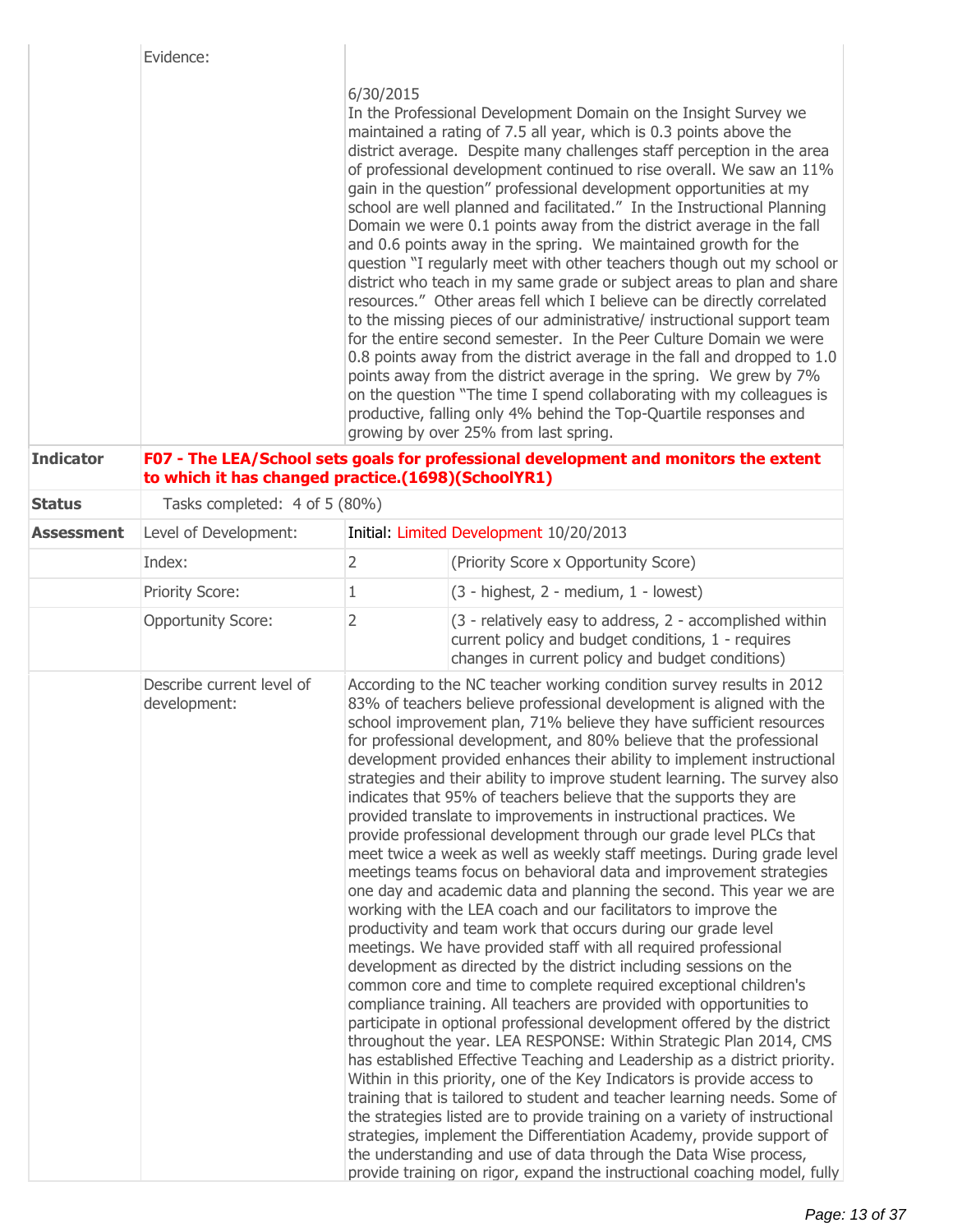| | | | |
|---|---|---|---|
| | Evidence: | 6/30/2015<br>In the Professional Development Domain on the Insight Survey we maintained a rating of 7.5 all year, which is 0.3 points above the district average. Despite many challenges staff perception in the area of professional development continued to rise overall. We saw an 11% gain in the question" professional development opportunities at my school are well planned and facilitated." In the Instructional Planning Domain we were 0.1 points away from the district average in the fall and 0.6 points away in the spring. We maintained growth for the question "I regularly meet with other teachers though out my school or district who teach in my same grade or subject areas to plan and share resources." Other areas fell which I believe can be directly correlated to the missing pieces of our administrative/ instructional support team for the entire second semester. In the Peer Culture Domain we were 0.8 points away from the district average in the fall and dropped to 1.0 points away from the district average in the spring. We grew by 7% on the question "The time I spend collaborating with my colleagues is productive, falling only 4% behind the Top-Quartile responses and growing by over 25% from last spring. | |
| **Indicator** | **F07 - The LEA/School sets goals for professional development and monitors the extent to which it has changed practice.(1698)(SchoolYR1)** | | |
| **Status** | Tasks completed: 4 of 5 (80%) | | |
| **Assessment** | Level of Development: | Initial: Limited Development 10/20/2013 | |
| | Index: | 2 | (Priority Score x Opportunity Score) |
| | Priority Score: | 1 | (3 - highest, 2 - medium, 1 - lowest) |
| | Opportunity Score: | 2 | (3 - relatively easy to address, 2 - accomplished within current policy and budget conditions, 1 - requires changes in current policy and budget conditions) |
| | Describe current level of development: | According to the NC teacher working condition survey results in 2012 83% of teachers believe professional development is aligned with the school improvement plan, 71% believe they have sufficient resources for professional development, and 80% believe that the professional development provided enhances their ability to implement instructional strategies and their ability to improve student learning. The survey also indicates that 95% of teachers believe that the supports they are provided translate to improvements in instructional practices. We provide professional development through our grade level PLCs that meet twice a week as well as weekly staff meetings. During grade level meetings teams focus on behavioral data and improvement strategies one day and academic data and planning the second. This year we are working with the LEA coach and our facilitators to improve the productivity and team work that occurs during our grade level meetings. We have provided staff with all required professional development as directed by the district including sessions on the common core and time to complete required exceptional children's compliance training. All teachers are provided with opportunities to participate in optional professional development offered by the district throughout the year. LEA RESPONSE: Within Strategic Plan 2014, CMS has established Effective Teaching and Leadership as a district priority. Within in this priority, one of the Key Indicators is provide access to training that is tailored to student and teacher learning needs. Some of the strategies listed are to provide training on a variety of instructional strategies, implement the Differentiation Academy, provide support of the understanding and use of data through the Data Wise process, provide training on rigor, expand the instructional coaching model, fully | |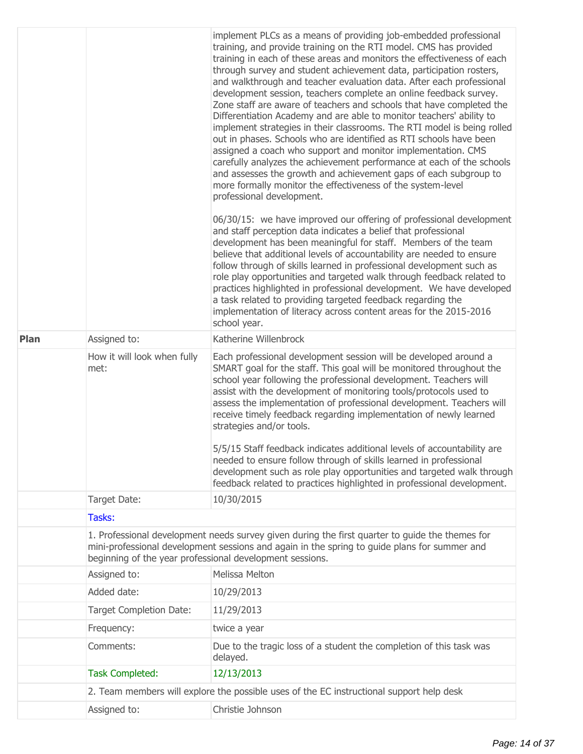| | | |
|---|---|---|
| | | implement PLCs as a means of providing job-embedded professional training, and provide training on the RTI model. CMS has provided training in each of these areas and monitors the effectiveness of each through survey and student achievement data, participation rosters, and walkthrough and teacher evaluation data. After each professional development session, teachers complete an online feedback survey. Zone staff are aware of teachers and schools that have completed the Differentiation Academy and are able to monitor teachers' ability to implement strategies in their classrooms. The RTI model is being rolled out in phases. Schools who are identified as RTI schools have been assigned a coach who support and monitor implementation. CMS carefully analyzes the achievement performance at each of the schools and assesses the growth and achievement gaps of each subgroup to more formally monitor the effectiveness of the system-level professional development.<br><br>06/30/15: we have improved our offering of professional development and staff perception data indicates a belief that professional development has been meaningful for staff. Members of the team believe that additional levels of accountability are needed to ensure follow through of skills learned in professional development such as role play opportunities and targeted walk through feedback related to practices highlighted in professional development. We have developed a task related to providing targeted feedback regarding the implementation of literacy across content areas for the 2015-2016 school year. |
| **Plan** | Assigned to: | Katherine Willenbrock |
| | How it will look when fully met: | Each professional development session will be developed around a SMART goal for the staff. This goal will be monitored throughout the school year following the professional development. Teachers will assist with the development of monitoring tools/protocols used to assess the implementation of professional development. Teachers will receive timely feedback regarding implementation of newly learned strategies and/or tools.<br><br>5/5/15 Staff feedback indicates additional levels of accountability are needed to ensure follow through of skills learned in professional development such as role play opportunities and targeted walk through feedback related to practices highlighted in professional development. |
| | Target Date: | 10/30/2015 |
| | Tasks: | |
| | 1. Professional development needs survey given during the first quarter to guide the themes for mini-professional development sessions and again in the spring to guide plans for summer and beginning of the year professional development sessions. | |
| | Assigned to: | Melissa Melton |
| | Added date: | 10/29/2013 |
| | Target Completion Date: | 11/29/2013 |
| | Frequency: | twice a year |
| | Comments: | Due to the tragic loss of a student the completion of this task was delayed. |
| | Task Completed: | 12/13/2013 |
| | 2. Team members will explore the possible uses of the EC instructional support help desk | |
| | Assigned to: | Christie Johnson |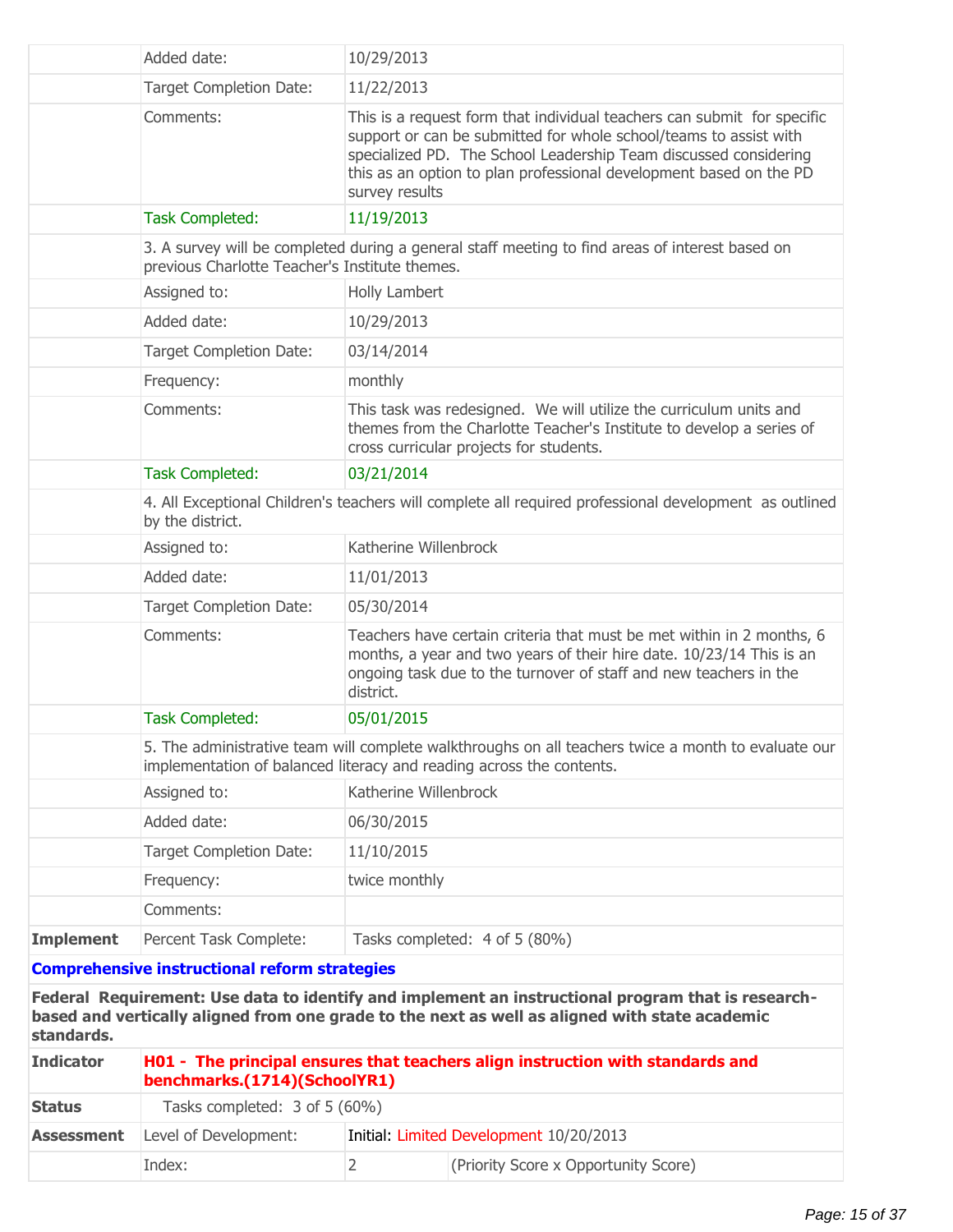| | | |
|---|---|---|
| | Added date: | 10/29/2013 |
| | Target Completion Date: | 11/22/2013 |
| | Comments: | This is a request form that individual teachers can submit for specific support or can be submitted for whole school/teams to assist with specialized PD. The School Leadership Team discussed considering this as an option to plan professional development based on the PD survey results |
| | Task Completed: | 11/19/2013 |
| | 3. A survey will be completed during a general staff meeting to find areas of interest based on previous Charlotte Teacher's Institute themes. | |
| | Assigned to: | Holly Lambert |
| | Added date: | 10/29/2013 |
| | Target Completion Date: | 03/14/2014 |
| | Frequency: | monthly |
| | Comments: | This task was redesigned. We will utilize the curriculum units and themes from the Charlotte Teacher's Institute to develop a series of cross curricular projects for students. |
| | Task Completed: | 03/21/2014 |
| | 4. All Exceptional Children's teachers will complete all required professional development as outlined by the district. | |
| | Assigned to: | Katherine Willenbrock |
| | Added date: | 11/01/2013 |
| | Target Completion Date: | 05/30/2014 |
| | Comments: | Teachers have certain criteria that must be met within in 2 months, 6 months, a year and two years of their hire date. 10/23/14 This is an ongoing task due to the turnover of staff and new teachers in the district. |
| | Task Completed: | 05/01/2015 |
| | 5. The administrative team will complete walkthroughs on all teachers twice a month to evaluate our implementation of balanced literacy and reading across the contents. | |
| | Assigned to: | Katherine Willenbrock |
| | Added date: | 06/30/2015 |
| | Target Completion Date: | 11/10/2015 |
| | Frequency: | twice monthly |
| | Comments: | |
| **Implement** | Percent Task Complete: | Tasks completed: 4 of 5 (80%) |

**Comprehensive instructional reform strategies**

**Federal Requirement: Use data to identify and implement an instructional program that is research-based and vertically aligned from one grade to the next as well as aligned with state academic standards.**

| | | | |
|---|---|---|---|
| **Indicator** | **H01 - The principal ensures that teachers align instruction with standards and benchmarks.(1714)(SchoolYR1)** | | |
| **Status** | Tasks completed: 3 of 5 (60%) | | |
| **Assessment** | Level of Development: | Initial: Limited Development 10/20/2013 | |
| | Index: | 2 | (Priority Score x Opportunity Score) |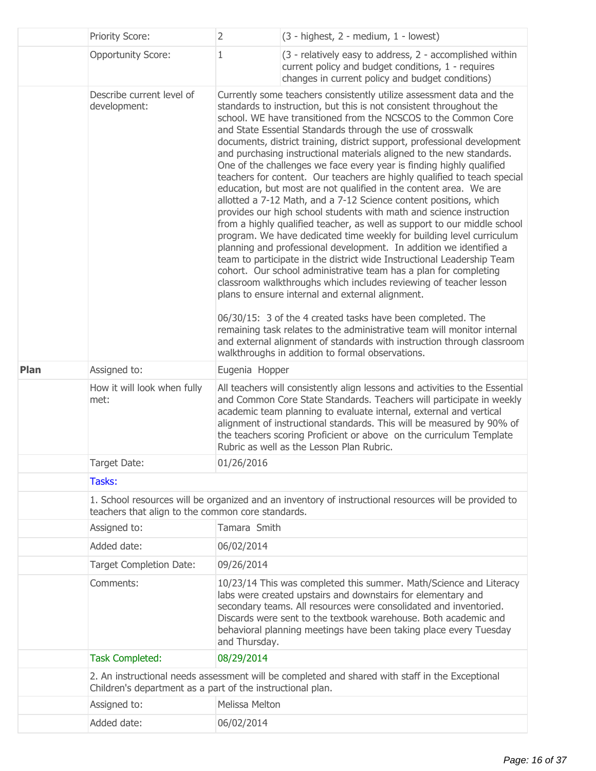| | | | |
|---|---|---|---|
| | Priority Score: | 2 | (3 - highest, 2 - medium, 1 - lowest) |
| | Opportunity Score: | 1 | (3 - relatively easy to address, 2 - accomplished within current policy and budget conditions, 1 - requires changes in current policy and budget conditions) |
| | Describe current level of development: | Currently some teachers consistently utilize assessment data and the standards to instruction, but this is not consistent throughout the school. WE have transitioned from the NCSCOS to the Common Core and State Essential Standards through the use of crosswalk documents, district training, district support, professional development and purchasing instructional materials aligned to the new standards. One of the challenges we face every year is finding highly qualified teachers for content. Our teachers are highly qualified to teach special education, but most are not qualified in the content area. We are allotted a 7-12 Math, and a 7-12 Science content positions, which provides our high school students with math and science instruction from a highly qualified teacher, as well as support to our middle school program. We have dedicated time weekly for building level curriculum planning and professional development. In addition we identified a team to participate in the district wide Instructional Leadership Team cohort. Our school administrative team has a plan for completing classroom walkthroughs which includes reviewing of teacher lesson plans to ensure internal and external alignment.<br><br>06/30/15: 3 of the 4 created tasks have been completed. The remaining task relates to the administrative team will monitor internal and external alignment of standards with instruction through classroom walkthroughs in addition to formal observations. | |
| **Plan** | Assigned to: | Eugenia Hopper | |
| | How it will look when fully met: | All teachers will consistently align lessons and activities to the Essential and Common Core State Standards. Teachers will participate in weekly academic team planning to evaluate internal, external and vertical alignment of instructional standards. This will be measured by 90% of the teachers scoring Proficient or above on the curriculum Template Rubric as well as the Lesson Plan Rubric. | |
| | Target Date: | 01/26/2016 | |
| | Tasks: | | |
| | 1. School resources will be organized and an inventory of instructional resources will be provided to teachers that align to the common core standards. | | |
| | Assigned to: | Tamara Smith | |
| | Added date: | 06/02/2014 | |
| | Target Completion Date: | 09/26/2014 | |
| | Comments: | 10/23/14 This was completed this summer. Math/Science and Literacy labs were created upstairs and downstairs for elementary and secondary teams. All resources were consolidated and inventoried. Discards were sent to the textbook warehouse. Both academic and behavioral planning meetings have been taking place every Tuesday and Thursday. | |
| | Task Completed: | 08/29/2014 | |
| | 2. An instructional needs assessment will be completed and shared with staff in the Exceptional Children's department as a part of the instructional plan. | | |
| | Assigned to: | Melissa Melton | |
| | Added date: | 06/02/2014 | |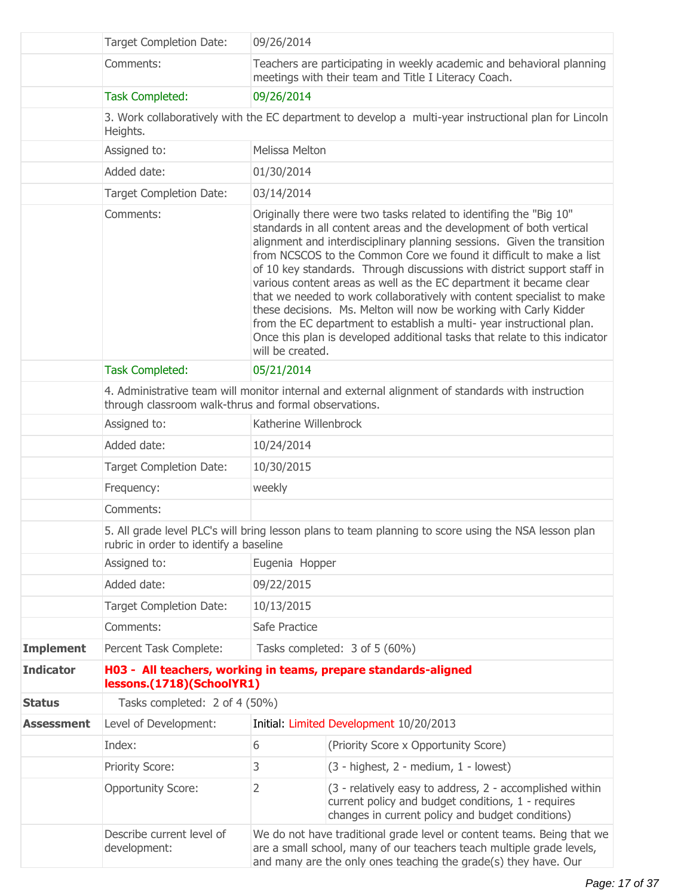| | | | |
|---|---|---|---|
| | Target Completion Date: | 09/26/2014 | |
| | Comments: | Teachers are participating in weekly academic and behavioral planning meetings with their team and Title I Literacy Coach. | |
| | Task Completed: | 09/26/2014 | |
| | 3. Work collaboratively with the EC department to develop a multi-year instructional plan for Lincoln Heights. | | |
| | Assigned to: | Melissa Melton | |
| | Added date: | 01/30/2014 | |
| | Target Completion Date: | 03/14/2014 | |
| | Comments: | Originally there were two tasks related to identifing the "Big 10" standards in all content areas and the development of both vertical alignment and interdisciplinary planning sessions. Given the transition from NCSCOS to the Common Core we found it difficult to make a list of 10 key standards. Through discussions with district support staff in various content areas as well as the EC department it became clear that we needed to work collaboratively with content specialist to make these decisions. Ms. Melton will now be working with Carly Kidder from the EC department to establish a multi- year instructional plan. Once this plan is developed additional tasks that relate to this indicator will be created. | |
| | Task Completed: | 05/21/2014 | |
| | 4. Administrative team will monitor internal and external alignment of standards with instruction through classroom walk-thrus and formal observations. | | |
| | Assigned to: | Katherine Willenbrock | |
| | Added date: | 10/24/2014 | |
| | Target Completion Date: | 10/30/2015 | |
| | Frequency: | weekly | |
| | Comments: | | |
| | 5. All grade level PLC's will bring lesson plans to team planning to score using the NSA lesson plan rubric in order to identify a baseline | | |
| | Assigned to: | Eugenia Hopper | |
| | Added date: | 09/22/2015 | |
| | Target Completion Date: | 10/13/2015 | |
| | Comments: | Safe Practice | |
| **Implement** | Percent Task Complete: | Tasks completed: 3 of 5 (60%) | |
| **Indicator** | **H03 - All teachers, working in teams, prepare standards-aligned lessons.(1718)(SchoolYR1)** | | |
| **Status** | Tasks completed: 2 of 4 (50%) | | |
| **Assessment** | Level of Development: | Initial: Limited Development 10/20/2013 | |
| | Index: | 6 | (Priority Score x Opportunity Score) |
| | Priority Score: | 3 | (3 - highest, 2 - medium, 1 - lowest) |
| | Opportunity Score: | 2 | (3 - relatively easy to address, 2 - accomplished within current policy and budget conditions, 1 - requires changes in current policy and budget conditions) |
| | Describe current level of development: | We do not have traditional grade level or content teams. Being that we are a small school, many of our teachers teach multiple grade levels, and many are the only ones teaching the grade(s) they have. Our | |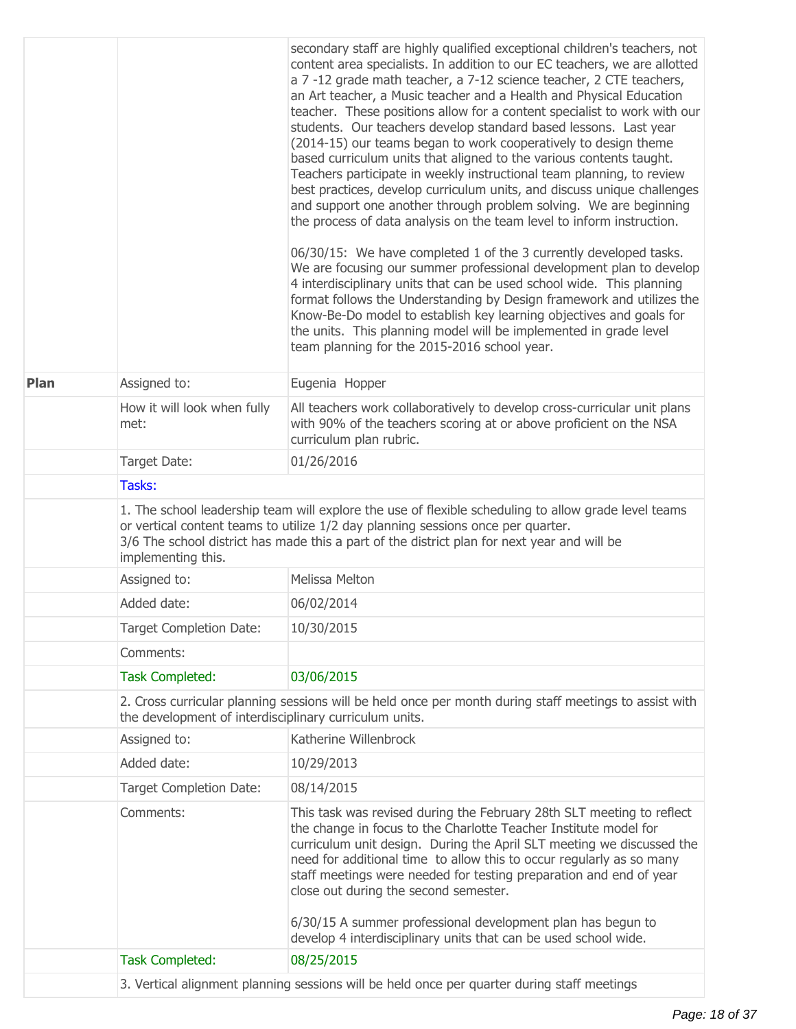| | | |
|---|---|---|
| | | secondary staff are highly qualified exceptional children's teachers, not content area specialists. In addition to our EC teachers, we are allotted a 7 -12 grade math teacher, a 7-12 science teacher, 2 CTE teachers, an Art teacher, a Music teacher and a Health and Physical Education teacher. These positions allow for a content specialist to work with our students. Our teachers develop standard based lessons. Last year (2014-15) our teams began to work cooperatively to design theme based curriculum units that aligned to the various contents taught. Teachers participate in weekly instructional team planning, to review best practices, develop curriculum units, and discuss unique challenges and support one another through problem solving. We are beginning the process of data analysis on the team level to inform instruction.<br><br>06/30/15: We have completed 1 of the 3 currently developed tasks. We are focusing our summer professional development plan to develop 4 interdisciplinary units that can be used school wide. This planning format follows the Understanding by Design framework and utilizes the Know-Be-Do model to establish key learning objectives and goals for the units. This planning model will be implemented in grade level team planning for the 2015-2016 school year. |
| **Plan** | Assigned to: | Eugenia Hopper |
| | How it will look when fully met: | All teachers work collaboratively to develop cross-curricular unit plans with 90% of the teachers scoring at or above proficient on the NSA curriculum plan rubric. |
| | Target Date: | 01/26/2016 |
| | Tasks: | |
| | 1. The school leadership team will explore the use of flexible scheduling to allow grade level teams or vertical content teams to utilize 1/2 day planning sessions once per quarter.<br>3/6 The school district has made this a part of the district plan for next year and will be implementing this. | |
| | Assigned to: | Melissa Melton |
| | Added date: | 06/02/2014 |
| | Target Completion Date: | 10/30/2015 |
| | Comments: | |
| | Task Completed: | 03/06/2015 |
| | 2. Cross curricular planning sessions will be held once per month during staff meetings to assist with the development of interdisciplinary curriculum units. | |
| | Assigned to: | Katherine Willenbrock |
| | Added date: | 10/29/2013 |
| | Target Completion Date: | 08/14/2015 |
| | Comments: | This task was revised during the February 28th SLT meeting to reflect the change in focus to the Charlotte Teacher Institute model for curriculum unit design. During the April SLT meeting we discussed the need for additional time to allow this to occur regularly as so many staff meetings were needed for testing preparation and end of year close out during the second semester.<br><br>6/30/15 A summer professional development plan has begun to develop 4 interdisciplinary units that can be used school wide. |
| | Task Completed: | 08/25/2015 |
| | 3. Vertical alignment planning sessions will be held once per quarter during staff meetings | |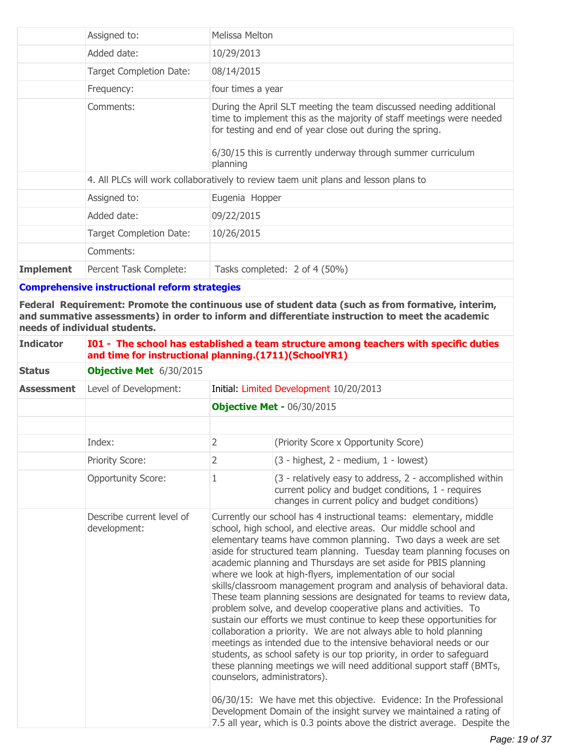| | | | |
|---|---|---|---|
| | Assigned to: | Melissa Melton | |
| | Added date: | 10/29/2013 | |
| | Target Completion Date: | 08/14/2015 | |
| | Frequency: | four times a year | |
| | Comments: | During the April SLT meeting the team discussed needing additional time to implement this as the majority of staff meetings were needed for testing and end of year close out during the spring.<br><br>6/30/15 this is currently underway through summer curriculum planning | |
| | 4. All PLCs will work collaboratively to review taem unit plans and lesson plans to | | |
| | Assigned to: | Eugenia Hopper | |
| | Added date: | 09/22/2015 | |
| | Target Completion Date: | 10/26/2015 | |
| | Comments: | | |
| **Implement** | Percent Task Complete: | Tasks completed: 2 of 4 (50%) | |

**Comprehensive instructional reform strategies**

**Federal Requirement: Promote the continuous use of student data (such as from formative, interim, and summative assessments) in order to inform and differentiate instruction to meet the academic needs of individual students.**

| | | | |
|---|---|---|---|
| **Indicator** | **I01 - The school has established a team structure among teachers with specific duties and time for instructional planning.(1711)(SchoolYR1)** | | |
| **Status** | **Objective Met** 6/30/2015 | | |
| **Assessment** | Level of Development: | Initial: Limited Development 10/20/2013 | |
| | | **Objective Met -** 06/30/2015 | |
| | | | |
| | Index: | 2 | (Priority Score x Opportunity Score) |
| | Priority Score: | 2 | (3 - highest, 2 - medium, 1 - lowest) |
| | Opportunity Score: | 1 | (3 - relatively easy to address, 2 - accomplished within current policy and budget conditions, 1 - requires changes in current policy and budget conditions) |
| | Describe current level of development: | Currently our school has 4 instructional teams: elementary, middle school, high school, and elective areas. Our middle school and elementary teams have common planning. Two days a week are set aside for structured team planning. Tuesday team planning focuses on academic planning and Thursdays are set aside for PBIS planning where we look at high-flyers, implementation of our social skills/classroom management program and analysis of behavioral data. These team planning sessions are designated for teams to review data, problem solve, and develop cooperative plans and activities. To sustain our efforts we must continue to keep these opportunities for collaboration a priority. We are not always able to hold planning meetings as intended due to the intensive behavioral needs or our students, as school safety is our top priority, in order to safeguard these planning meetings we will need additional support staff (BMTs, counselors, administrators).<br><br>06/30/15: We have met this objective. Evidence: In the Professional Development Domain of the insight survey we maintained a rating of 7.5 all year, which is 0.3 points above the district average. Despite the | |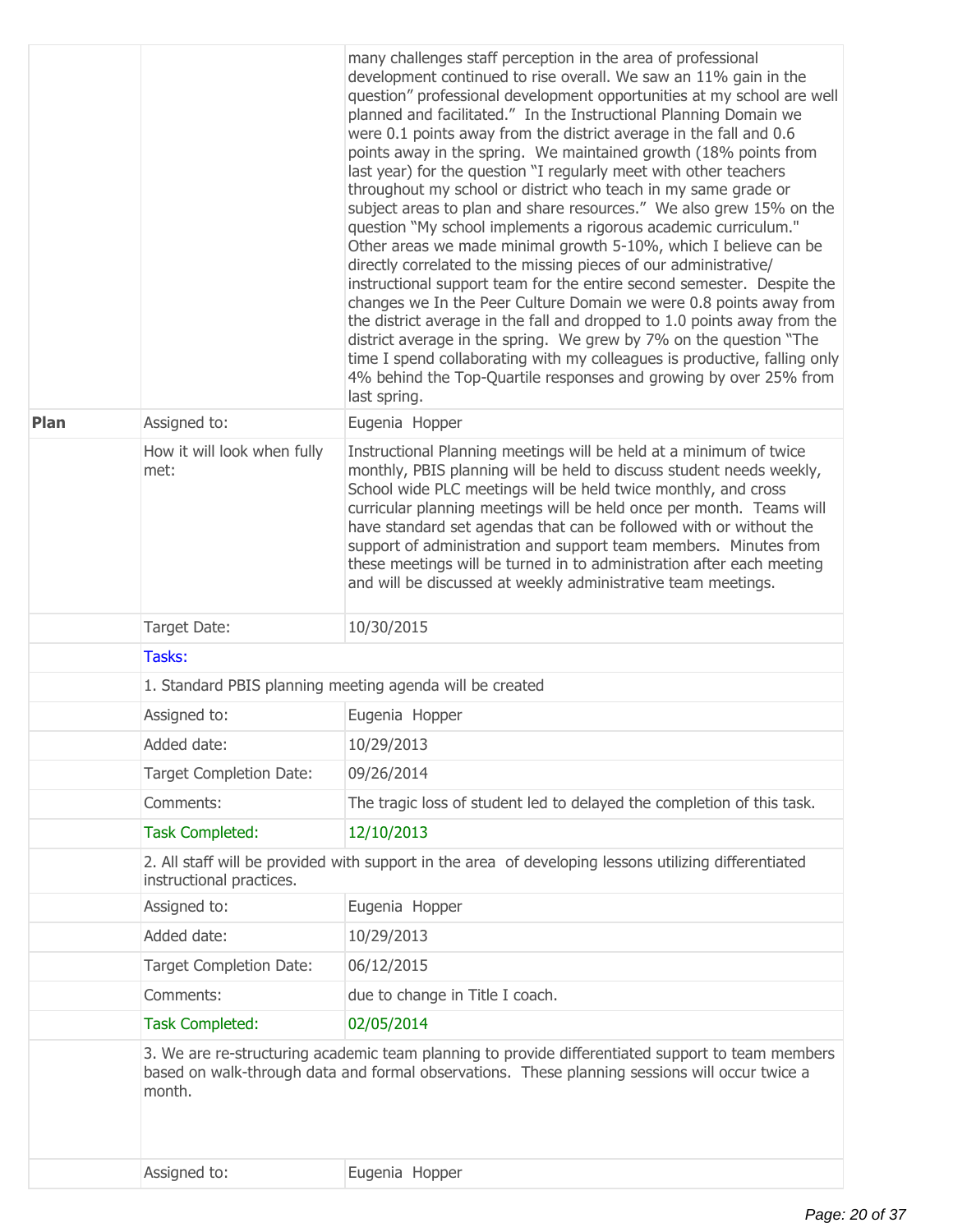| | | |
|---|---|---|
| | | many challenges staff perception in the area of professional development continued to rise overall. We saw an 11% gain in the question" professional development opportunities at my school are well planned and facilitated." In the Instructional Planning Domain we were 0.1 points away from the district average in the fall and 0.6 points away in the spring. We maintained growth (18% points from last year) for the question "I regularly meet with other teachers throughout my school or district who teach in my same grade or subject areas to plan and share resources." We also grew 15% on the question "My school implements a rigorous academic curriculum." Other areas we made minimal growth 5-10%, which I believe can be directly correlated to the missing pieces of our administrative/ instructional support team for the entire second semester. Despite the changes we In the Peer Culture Domain we were 0.8 points away from the district average in the fall and dropped to 1.0 points away from the district average in the spring. We grew by 7% on the question "The time I spend collaborating with my colleagues is productive, falling only 4% behind the Top-Quartile responses and growing by over 25% from last spring. |
| **Plan** | Assigned to: | Eugenia Hopper |
| | How it will look when fully met: | Instructional Planning meetings will be held at a minimum of twice monthly, PBIS planning will be held to discuss student needs weekly, School wide PLC meetings will be held twice monthly, and cross curricular planning meetings will be held once per month. Teams will have standard set agendas that can be followed with or without the support of administration and support team members. Minutes from these meetings will be turned in to administration after each meeting and will be discussed at weekly administrative team meetings. |
| | Target Date: | 10/30/2015 |
| | Tasks: | |
| | 1. Standard PBIS planning meeting agenda will be created | |
| | Assigned to: | Eugenia Hopper |
| | Added date: | 10/29/2013 |
| | Target Completion Date: | 09/26/2014 |
| | Comments: | The tragic loss of student led to delayed the completion of this task. |
| | Task Completed: | 12/10/2013 |
| | 2. All staff will be provided with support in the area of developing lessons utilizing differentiated instructional practices. | |
| | Assigned to: | Eugenia Hopper |
| | Added date: | 10/29/2013 |
| | Target Completion Date: | 06/12/2015 |
| | Comments: | due to change in Title I coach. |
| | Task Completed: | 02/05/2014 |
| | 3. We are re-structuring academic team planning to provide differentiated support to team members based on walk-through data and formal observations. These planning sessions will occur twice a month. | |
| | Assigned to: | Eugenia Hopper |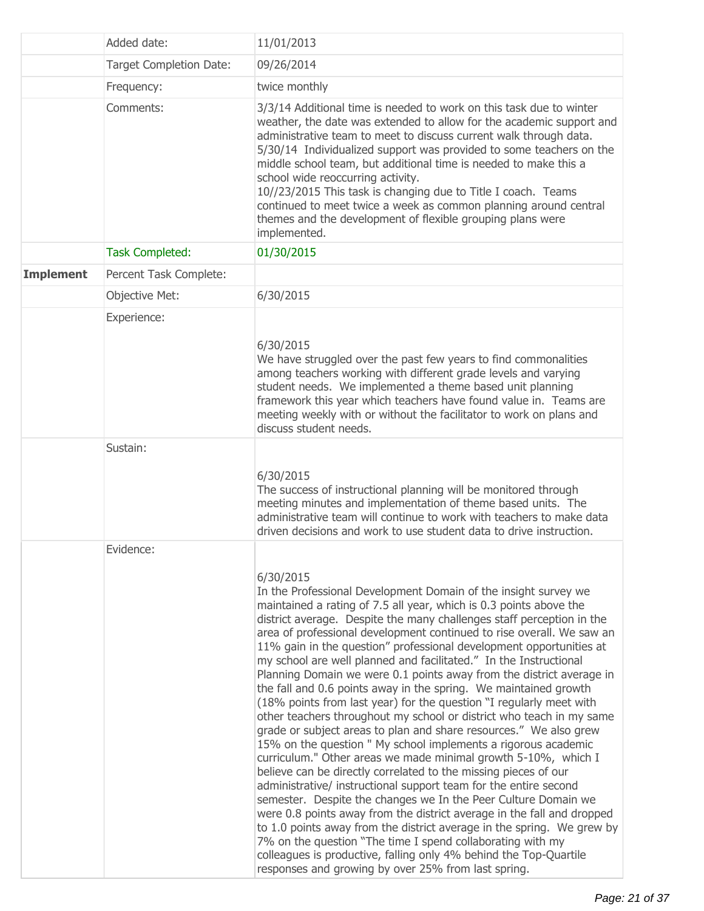| | | |
|---|---|---|
| | Added date: | 11/01/2013 |
| | Target Completion Date: | 09/26/2014 |
| | Frequency: | twice monthly |
| | Comments: | 3/3/14 Additional time is needed to work on this task due to winter weather, the date was extended to allow for the academic support and administrative team to meet to discuss current walk through data.<br>5/30/14 Individualized support was provided to some teachers on the middle school team, but additional time is needed to make this a school wide reoccurring activity.<br>10//23/2015 This task is changing due to Title I coach. Teams continued to meet twice a week as common planning around central themes and the development of flexible grouping plans were implemented. |
| | Task Completed: | 01/30/2015 |
| **Implement** | Percent Task Complete: | |
| | Objective Met: | 6/30/2015 |
| | Experience: | 6/30/2015<br>We have struggled over the past few years to find commonalities among teachers working with different grade levels and varying student needs. We implemented a theme based unit planning framework this year which teachers have found value in. Teams are meeting weekly with or without the facilitator to work on plans and discuss student needs. |
| | Sustain: | 6/30/2015<br>The success of instructional planning will be monitored through meeting minutes and implementation of theme based units. The administrative team will continue to work with teachers to make data driven decisions and work to use student data to drive instruction. |
| | Evidence: | 6/30/2015<br>In the Professional Development Domain of the insight survey we maintained a rating of 7.5 all year, which is 0.3 points above the district average. Despite the many challenges staff perception in the area of professional development continued to rise overall. We saw an 11% gain in the question" professional development opportunities at my school are well planned and facilitated." In the Instructional Planning Domain we were 0.1 points away from the district average in the fall and 0.6 points away in the spring. We maintained growth (18% points from last year) for the question "I regularly meet with other teachers throughout my school or district who teach in my same grade or subject areas to plan and share resources." We also grew 15% on the question " My school implements a rigorous academic curriculum." Other areas we made minimal growth 5-10%, which I believe can be directly correlated to the missing pieces of our administrative/ instructional support team for the entire second semester. Despite the changes we In the Peer Culture Domain we were 0.8 points away from the district average in the fall and dropped to 1.0 points away from the district average in the spring. We grew by 7% on the question "The time I spend collaborating with my colleagues is productive, falling only 4% behind the Top-Quartile responses and growing by over 25% from last spring. |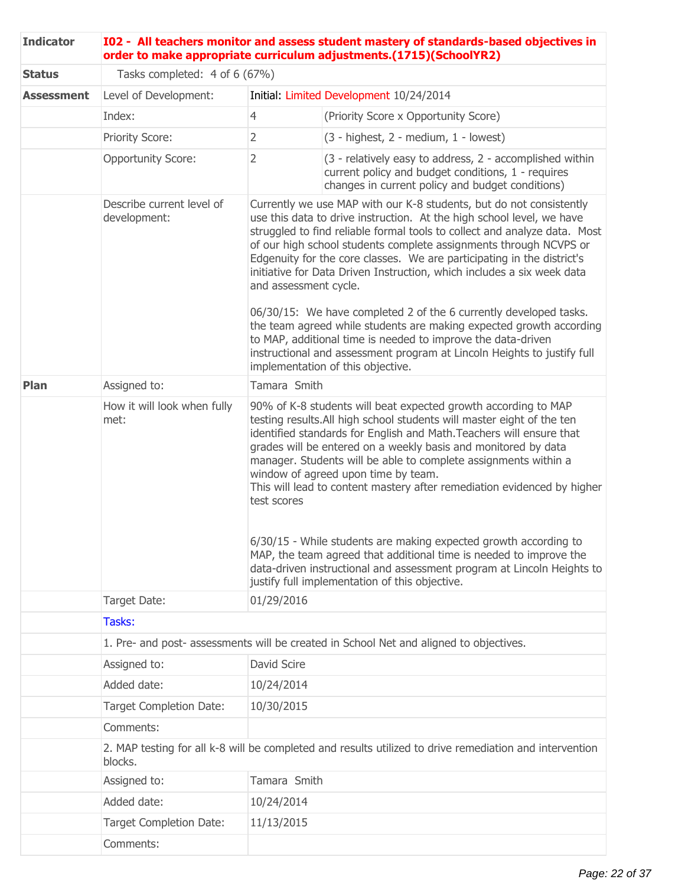| Indicator | **I02 - All teachers monitor and assess student mastery of standards-based objectives in order to make appropriate curriculum adjustments.(1715)(SchoolYR2)** | |
|---|---|---|
| **Status** | Tasks completed: 4 of 6 (67%) | |
| **Assessment** | Level of Development: | Initial: Limited Development 10/24/2014 |
| | Index: | 4 (Priority Score x Opportunity Score) |
| | Priority Score: | 2 (3 - highest, 2 - medium, 1 - lowest) |
| | Opportunity Score: | 2 (3 - relatively easy to address, 2 - accomplished within current policy and budget conditions, 1 - requires changes in current policy and budget conditions) |
| | Describe current level of development: | Currently we use MAP with our K-8 students, but do not consistently use this data to drive instruction. At the high school level, we have struggled to find reliable formal tools to collect and analyze data. Most of our high school students complete assignments through NCVPS or Edgenuity for the core classes. We are participating in the district's initiative for Data Driven Instruction, which includes a six week data and assessment cycle.<br><br>06/30/15: We have completed 2 of the 6 currently developed tasks. the team agreed while students are making expected growth according to MAP, additional time is needed to improve the data-driven instructional and assessment program at Lincoln Heights to justify full implementation of this objective. |
| **Plan** | Assigned to: | Tamara Smith |
| | How it will look when fully met: | 90% of K-8 students will beat expected growth according to MAP testing results.All high school students will master eight of the ten identified standards for English and Math.Teachers will ensure that grades will be entered on a weekly basis and monitored by data manager. Students will be able to complete assignments within a window of agreed upon time by team.<br>This will lead to content mastery after remediation evidenced by higher test scores<br><br>6/30/15 - While students are making expected growth according to MAP, the team agreed that additional time is needed to improve the data-driven instructional and assessment program at Lincoln Heights to justify full implementation of this objective. |
| | Target Date: | 01/29/2016 |
| | Tasks: | |
| | 1. Pre- and post- assessments will be created in School Net and aligned to objectives. | |
| | Assigned to: | David Scire |
| | Added date: | 10/24/2014 |
| | Target Completion Date: | 10/30/2015 |
| | Comments: | |
| | 2. MAP testing for all k-8 will be completed and results utilized to drive remediation and intervention blocks. | |
| | Assigned to: | Tamara Smith |
| | Added date: | 10/24/2014 |
| | Target Completion Date: | 11/13/2015 |
| | Comments: | |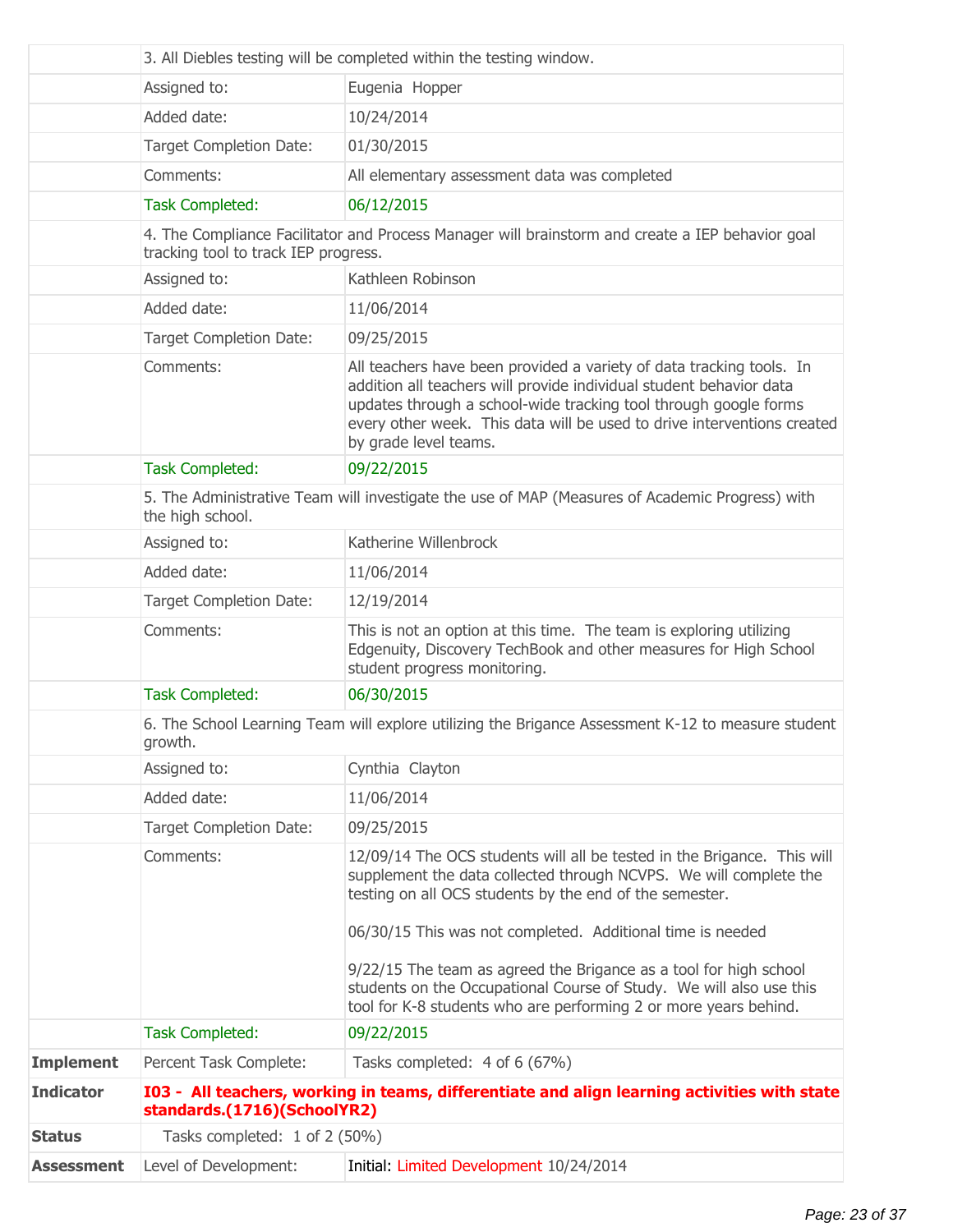| | | |
|---|---|---|
| | 3. All Diebles testing will be completed within the testing window. | |
| | Assigned to: | Eugenia Hopper |
| | Added date: | 10/24/2014 |
| | Target Completion Date: | 01/30/2015 |
| | Comments: | All elementary assessment data was completed |
| | Task Completed: | 06/12/2015 |
| | 4. The Compliance Facilitator and Process Manager will brainstorm and create a IEP behavior goal tracking tool to track IEP progress. | |
| | Assigned to: | Kathleen Robinson |
| | Added date: | 11/06/2014 |
| | Target Completion Date: | 09/25/2015 |
| | Comments: | All teachers have been provided a variety of data tracking tools. In addition all teachers will provide individual student behavior data updates through a school-wide tracking tool through google forms every other week. This data will be used to drive interventions created by grade level teams. |
| | Task Completed: | 09/22/2015 |
| | 5. The Administrative Team will investigate the use of MAP (Measures of Academic Progress) with the high school. | |
| | Assigned to: | Katherine Willenbrock |
| | Added date: | 11/06/2014 |
| | Target Completion Date: | 12/19/2014 |
| | Comments: | This is not an option at this time. The team is exploring utilizing Edgenuity, Discovery TechBook and other measures for High School student progress monitoring. |
| | Task Completed: | 06/30/2015 |
| | 6. The School Learning Team will explore utilizing the Brigance Assessment K-12 to measure student growth. | |
| | Assigned to: | Cynthia Clayton |
| | Added date: | 11/06/2014 |
| | Target Completion Date: | 09/25/2015 |
| | Comments: | 12/09/14 The OCS students will all be tested in the Brigance. This will supplement the data collected through NCVPS. We will complete the testing on all OCS students by the end of the semester.<br><br>06/30/15 This was not completed. Additional time is needed<br><br>9/22/15 The team as agreed the Brigance as a tool for high school students on the Occupational Course of Study. We will also use this tool for K-8 students who are performing 2 or more years behind. |
| | Task Completed: | 09/22/2015 |
| **Implement** | Percent Task Complete: | Tasks completed: 4 of 6 (67%) |
| **Indicator** | **I03 - All teachers, working in teams, differentiate and align learning activities with state standards.(1716)(SchoolYR2)** | |
| **Status** | Tasks completed: 1 of 2 (50%) | |
| **Assessment** | Level of Development: | Initial: Limited Development 10/24/2014 |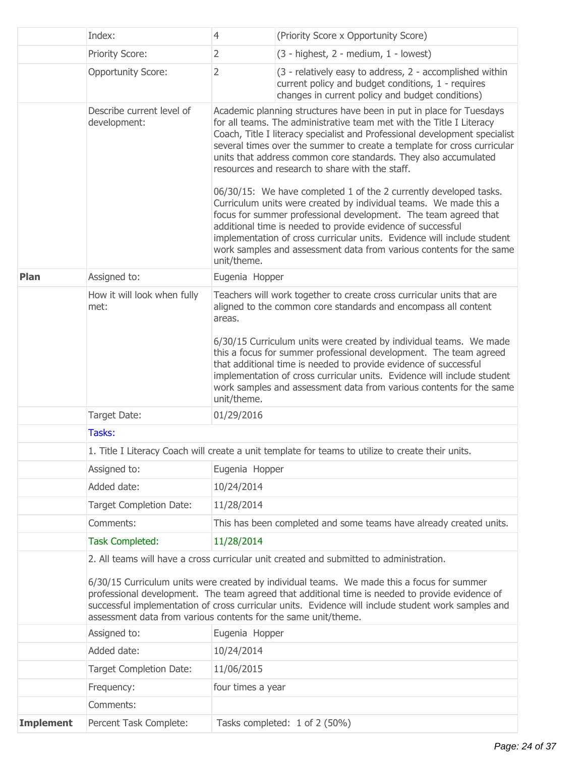| | | | |
|---|---|---|---|
| | Index: | 4 | (Priority Score x Opportunity Score) |
| | Priority Score: | 2 | (3 - highest, 2 - medium, 1 - lowest) |
| | Opportunity Score: | 2 | (3 - relatively easy to address, 2 - accomplished within current policy and budget conditions, 1 - requires changes in current policy and budget conditions) |
| | Describe current level of development: | Academic planning structures have been in put in place for Tuesdays for all teams. The administrative team met with the Title I Literacy Coach, Title I literacy specialist and Professional development specialist several times over the summer to create a template for cross curricular units that address common core standards. They also accumulated resources and research to share with the staff.<br><br>06/30/15: We have completed 1 of the 2 currently developed tasks. Curriculum units were created by individual teams. We made this a focus for summer professional development. The team agreed that additional time is needed to provide evidence of successful implementation of cross curricular units. Evidence will include student work samples and assessment data from various contents for the same unit/theme. | |
| **Plan** | Assigned to: | Eugenia Hopper | |
| | How it will look when fully met: | Teachers will work together to create cross curricular units that are aligned to the common core standards and encompass all content areas.<br><br>6/30/15 Curriculum units were created by individual teams. We made this a focus for summer professional development. The team agreed that additional time is needed to provide evidence of successful implementation of cross curricular units. Evidence will include student work samples and assessment data from various contents for the same unit/theme. | |
| | Target Date: | 01/29/2016 | |
| | Tasks: | | |
| | 1. Title I Literacy Coach will create a unit template for teams to utilize to create their units. | | |
| | Assigned to: | Eugenia Hopper | |
| | Added date: | 10/24/2014 | |
| | Target Completion Date: | 11/28/2014 | |
| | Comments: | This has been completed and some teams have already created units. | |
| | Task Completed: | 11/28/2014 | |
| | 2. All teams will have a cross curricular unit created and submitted to administration.<br><br>6/30/15 Curriculum units were created by individual teams. We made this a focus for summer professional development. The team agreed that additional time is needed to provide evidence of successful implementation of cross curricular units. Evidence will include student work samples and assessment data from various contents for the same unit/theme. | | |
| | Assigned to: | Eugenia Hopper | |
| | Added date: | 10/24/2014 | |
| | Target Completion Date: | 11/06/2015 | |
| | Frequency: | four times a year | |
| | Comments: | | |
| **Implement** | Percent Task Complete: | Tasks completed: 1 of 2 (50%) | |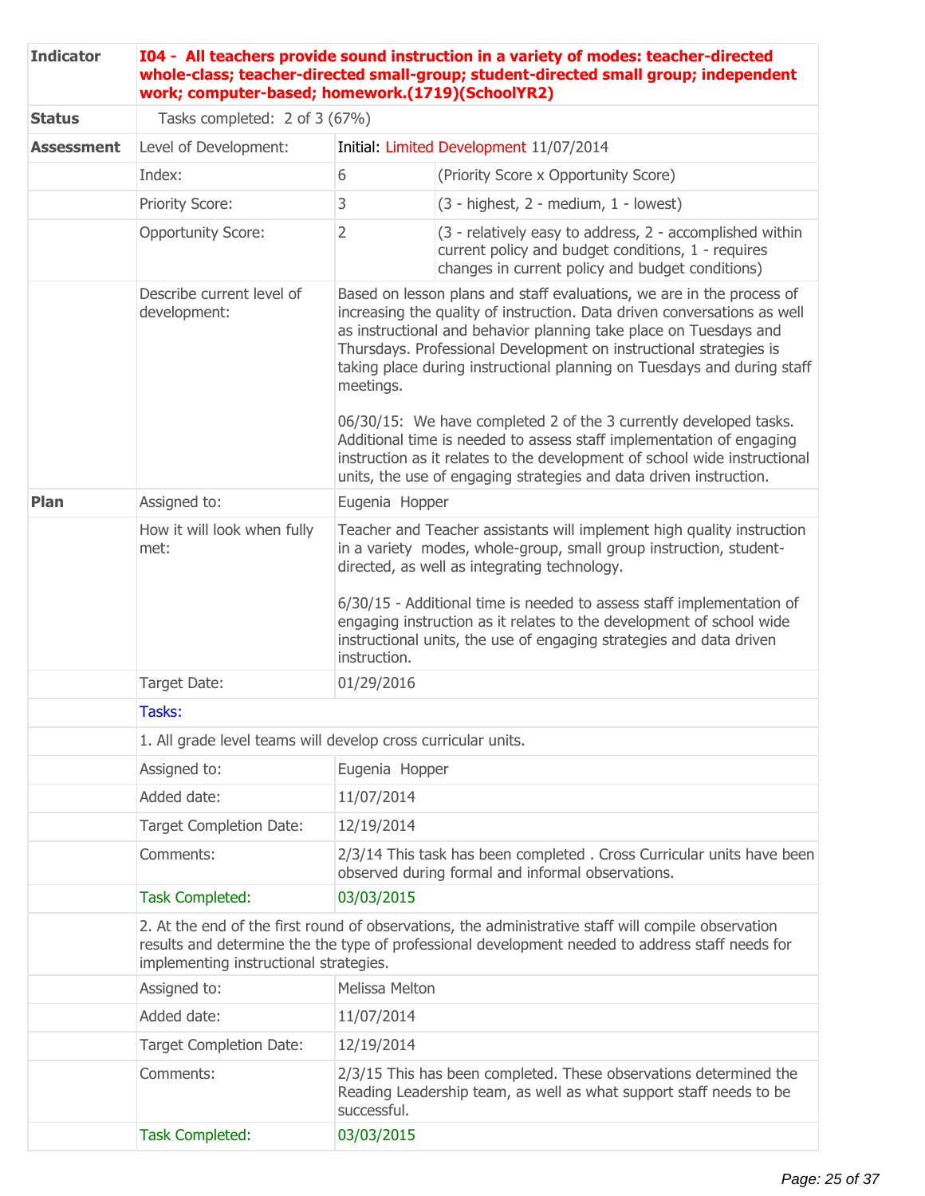| Indicator | **I04 - All teachers provide sound instruction in a variety of modes: teacher-directed whole-class; teacher-directed small-group; student-directed small group; independent work; computer-based; homework.(1719)(SchoolYR2)** | |
|---|---|---|
| **Status** | Tasks completed: 2 of 3 (67%) | |
| **Assessment** | Level of Development: | Initial: Limited Development 11/07/2014 |
| | Index: | 6 (Priority Score x Opportunity Score) |
| | Priority Score: | 3 (3 - highest, 2 - medium, 1 - lowest) |
| | Opportunity Score: | 2 (3 - relatively easy to address, 2 - accomplished within current policy and budget conditions, 1 - requires changes in current policy and budget conditions) |
| | Describe current level of development: | Based on lesson plans and staff evaluations, we are in the process of increasing the quality of instruction. Data driven conversations as well as instructional and behavior planning take place on Tuesdays and Thursdays. Professional Development on instructional strategies is taking place during instructional planning on Tuesdays and during staff meetings.<br><br>06/30/15: We have completed 2 of the 3 currently developed tasks. Additional time is needed to assess staff implementation of engaging instruction as it relates to the development of school wide instructional units, the use of engaging strategies and data driven instruction. |
| **Plan** | Assigned to: | Eugenia Hopper |
| | How it will look when fully met: | Teacher and Teacher assistants will implement high quality instruction in a variety modes, whole-group, small group instruction, student-directed, as well as integrating technology.<br><br>6/30/15 - Additional time is needed to assess staff implementation of engaging instruction as it relates to the development of school wide instructional units, the use of engaging strategies and data driven instruction. |
| | Target Date: | 01/29/2016 |
| | Tasks: | |
| | 1. All grade level teams will develop cross curricular units. | |
| | Assigned to: | Eugenia Hopper |
| | Added date: | 11/07/2014 |
| | Target Completion Date: | 12/19/2014 |
| | Comments: | 2/3/14 This task has been completed . Cross Curricular units have been observed during formal and informal observations. |
| | Task Completed: | 03/03/2015 |
| | 2. At the end of the first round of observations, the administrative staff will compile observation results and determine the the type of professional development needed to address staff needs for implementing instructional strategies. | |
| | Assigned to: | Melissa Melton |
| | Added date: | 11/07/2014 |
| | Target Completion Date: | 12/19/2014 |
| | Comments: | 2/3/15 This has been completed. These observations determined the Reading Leadership team, as well as what support staff needs to be successful. |
| | Task Completed: | 03/03/2015 |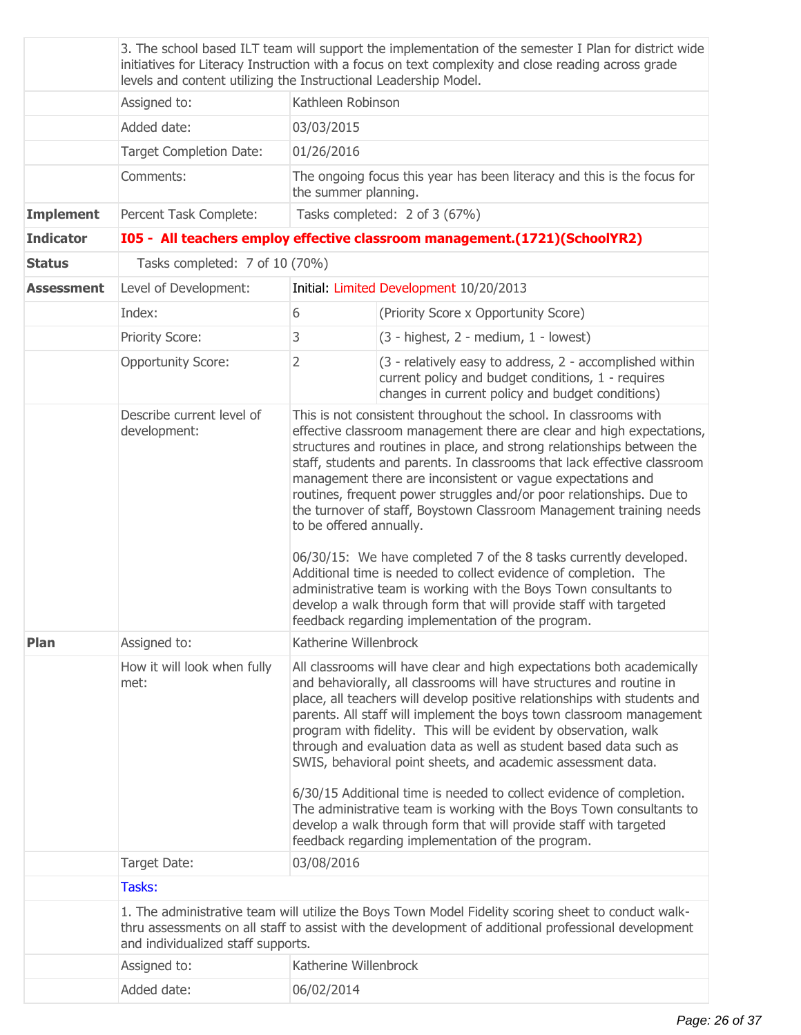| | | | |
|---|---|---|---|
| | 3. The school based ILT team will support the implementation of the semester I Plan for district wide initiatives for Literacy Instruction with a focus on text complexity and close reading across grade levels and content utilizing the Instructional Leadership Model. | | |
| | Assigned to: | Kathleen Robinson | |
| | Added date: | 03/03/2015 | |
| | Target Completion Date: | 01/26/2016 | |
| | Comments: | The ongoing focus this year has been literacy and this is the focus for the summer planning. | |
| **Implement** | Percent Task Complete: | Tasks completed: 2 of 3 (67%) | |
| **Indicator** | **I05 - All teachers employ effective classroom management.(1721)(SchoolYR2)** | | |
| **Status** | Tasks completed: 7 of 10 (70%) | | |
| **Assessment** | Level of Development: | Initial: Limited Development 10/20/2013 | |
| | Index: | 6 | (Priority Score x Opportunity Score) |
| | Priority Score: | 3 | (3 - highest, 2 - medium, 1 - lowest) |
| | Opportunity Score: | 2 | (3 - relatively easy to address, 2 - accomplished within current policy and budget conditions, 1 - requires changes in current policy and budget conditions) |
| | Describe current level of development: | This is not consistent throughout the school. In classrooms with effective classroom management there are clear and high expectations, structures and routines in place, and strong relationships between the staff, students and parents. In classrooms that lack effective classroom management there are inconsistent or vague expectations and routines, frequent power struggles and/or poor relationships. Due to the turnover of staff, Boystown Classroom Management training needs to be offered annually.<br><br>06/30/15: We have completed 7 of the 8 tasks currently developed. Additional time is needed to collect evidence of completion. The administrative team is working with the Boys Town consultants to develop a walk through form that will provide staff with targeted feedback regarding implementation of the program. | |
| **Plan** | Assigned to: | Katherine Willenbrock | |
| | How it will look when fully met: | All classrooms will have clear and high expectations both academically and behaviorally, all classrooms will have structures and routine in place, all teachers will develop positive relationships with students and parents. All staff will implement the boys town classroom management program with fidelity. This will be evident by observation, walk through and evaluation data as well as student based data such as SWIS, behavioral point sheets, and academic assessment data.<br><br>6/30/15 Additional time is needed to collect evidence of completion. The administrative team is working with the Boys Town consultants to develop a walk through form that will provide staff with targeted feedback regarding implementation of the program. | |
| | Target Date: | 03/08/2016 | |
| | Tasks: | | |
| | 1. The administrative team will utilize the Boys Town Model Fidelity scoring sheet to conduct walk-thru assessments on all staff to assist with the development of additional professional development and individualized staff supports. | | |
| | Assigned to: | Katherine Willenbrock | |
| | Added date: | 06/02/2014 | |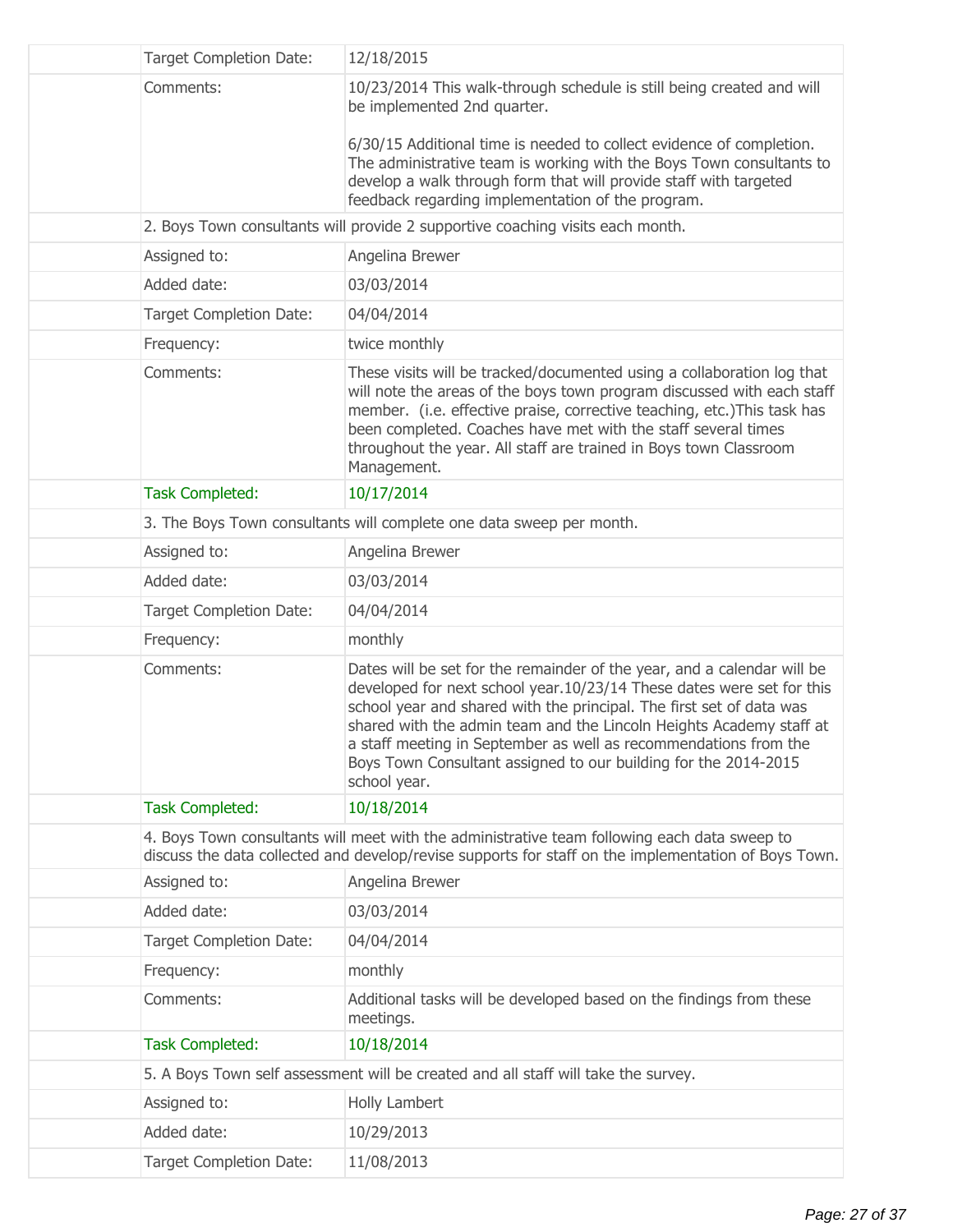| | | |
|---|---|---|
| | Target Completion Date: | 12/18/2015 |
| | Comments: | 10/23/2014 This walk-through schedule is still being created and will be implemented 2nd quarter.<br><br>6/30/15 Additional time is needed to collect evidence of completion. The administrative team is working with the Boys Town consultants to develop a walk through form that will provide staff with targeted feedback regarding implementation of the program. |
| | 2. Boys Town consultants will provide 2 supportive coaching visits each month. | |
| | Assigned to: | Angelina Brewer |
| | Added date: | 03/03/2014 |
| | Target Completion Date: | 04/04/2014 |
| | Frequency: | twice monthly |
| | Comments: | These visits will be tracked/documented using a collaboration log that will note the areas of the boys town program discussed with each staff member. (i.e. effective praise, corrective teaching, etc.)This task has been completed. Coaches have met with the staff several times throughout the year. All staff are trained in Boys town Classroom Management. |
| | Task Completed: | 10/17/2014 |
| | 3. The Boys Town consultants will complete one data sweep per month. | |
| | Assigned to: | Angelina Brewer |
| | Added date: | 03/03/2014 |
| | Target Completion Date: | 04/04/2014 |
| | Frequency: | monthly |
| | Comments: | Dates will be set for the remainder of the year, and a calendar will be developed for next school year.10/23/14 These dates were set for this school year and shared with the principal. The first set of data was shared with the admin team and the Lincoln Heights Academy staff at a staff meeting in September as well as recommendations from the Boys Town Consultant assigned to our building for the 2014-2015 school year. |
| | Task Completed: | 10/18/2014 |
| | 4. Boys Town consultants will meet with the administrative team following each data sweep to discuss the data collected and develop/revise supports for staff on the implementation of Boys Town. | |
| | Assigned to: | Angelina Brewer |
| | Added date: | 03/03/2014 |
| | Target Completion Date: | 04/04/2014 |
| | Frequency: | monthly |
| | Comments: | Additional tasks will be developed based on the findings from these meetings. |
| | Task Completed: | 10/18/2014 |
| | 5. A Boys Town self assessment will be created and all staff will take the survey. | |
| | Assigned to: | Holly Lambert |
| | Added date: | 10/29/2013 |
| | Target Completion Date: | 11/08/2013 |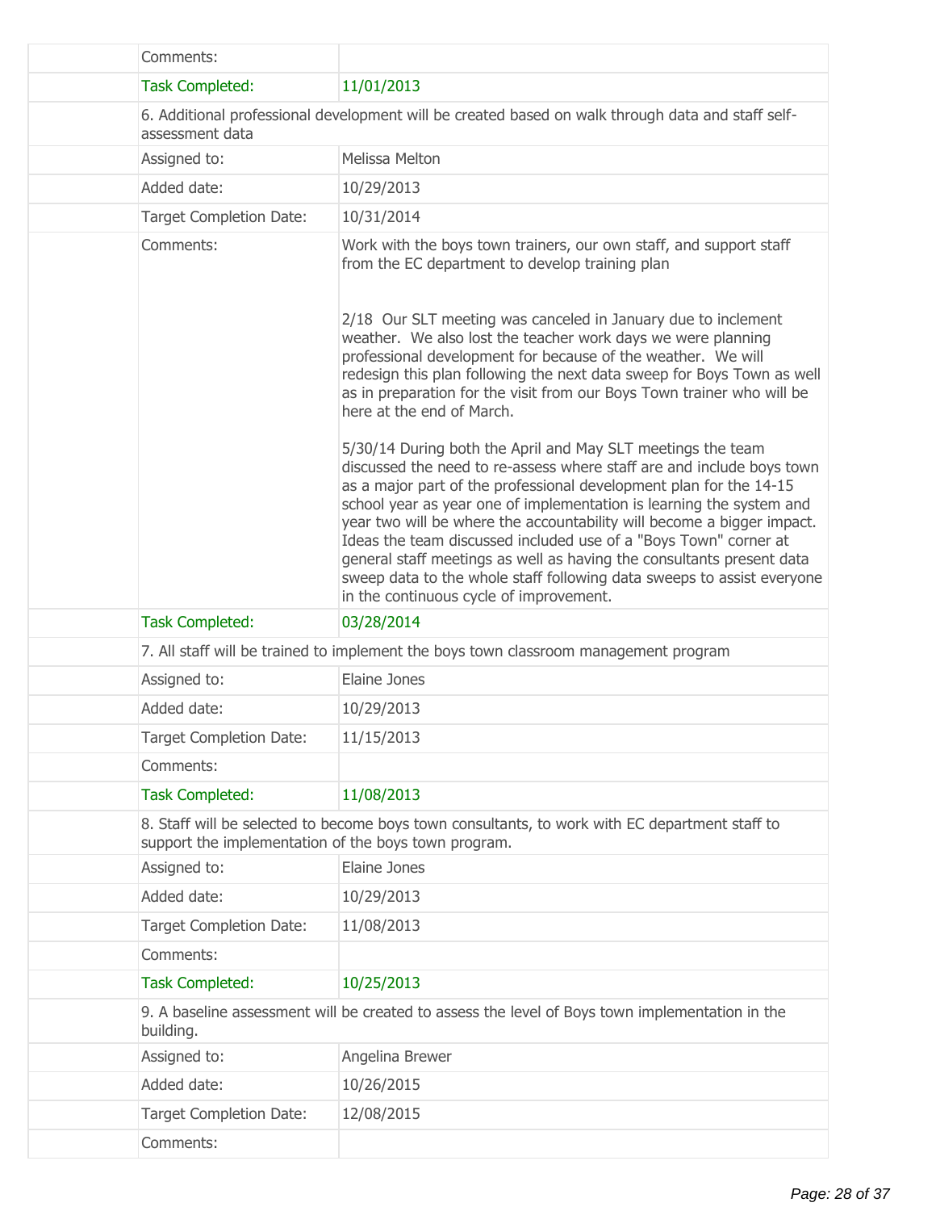| | | |
|---|---|---|
| | Comments: | |
| | Task Completed: | 11/01/2013 |
| | 6. Additional professional development will be created based on walk through data and staff self-assessment data | |
| | Assigned to: | Melissa Melton |
| | Added date: | 10/29/2013 |
| | Target Completion Date: | 10/31/2014 |
| | Comments: | Work with the boys town trainers, our own staff, and support staff from the EC department to develop training plan<br><br>2/18 Our SLT meeting was canceled in January due to inclement weather. We also lost the teacher work days we were planning professional development for because of the weather. We will redesign this plan following the next data sweep for Boys Town as well as in preparation for the visit from our Boys Town trainer who will be here at the end of March.<br><br>5/30/14 During both the April and May SLT meetings the team discussed the need to re-assess where staff are and include boys town as a major part of the professional development plan for the 14-15 school year as year one of implementation is learning the system and year two will be where the accountability will become a bigger impact. Ideas the team discussed included use of a "Boys Town" corner at general staff meetings as well as having the consultants present data sweep data to the whole staff following data sweeps to assist everyone in the continuous cycle of improvement. |
| | Task Completed: | 03/28/2014 |
| | 7. All staff will be trained to implement the boys town classroom management program | |
| | Assigned to: | Elaine Jones |
| | Added date: | 10/29/2013 |
| | Target Completion Date: | 11/15/2013 |
| | Comments: | |
| | Task Completed: | 11/08/2013 |
| | 8. Staff will be selected to become boys town consultants, to work with EC department staff to support the implementation of the boys town program. | |
| | Assigned to: | Elaine Jones |
| | Added date: | 10/29/2013 |
| | Target Completion Date: | 11/08/2013 |
| | Comments: | |
| | Task Completed: | 10/25/2013 |
| | 9. A baseline assessment will be created to assess the level of Boys town implementation in the building. | |
| | Assigned to: | Angelina Brewer |
| | Added date: | 10/26/2015 |
| | Target Completion Date: | 12/08/2015 |
| | Comments: | |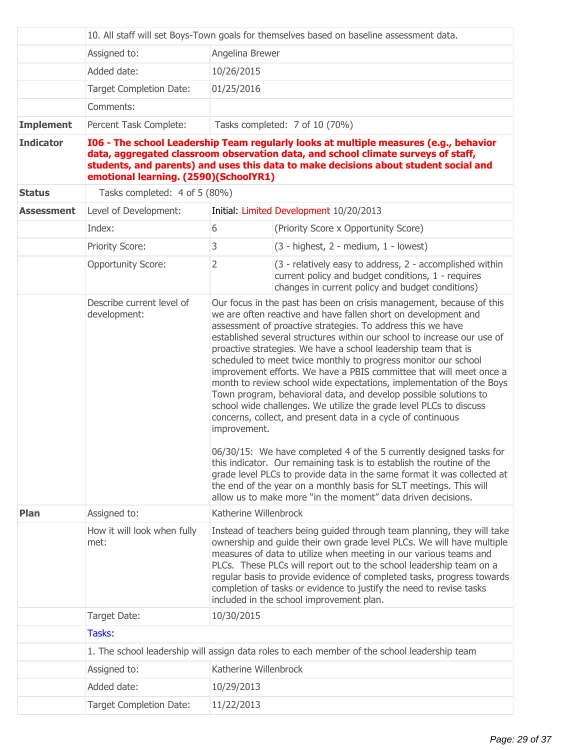| | | | |
|---|---|---|---|
| | 10. All staff will set Boys-Town goals for themselves based on baseline assessment data. | | |
| | Assigned to: | Angelina Brewer | |
| | Added date: | 10/26/2015 | |
| | Target Completion Date: | 01/25/2016 | |
| | Comments: | | |
| **Implement** | Percent Task Complete: | Tasks completed: 7 of 10 (70%) | |
| **Indicator** | **I06 - The school Leadership Team regularly looks at multiple measures (e.g., behavior data, aggregated classroom observation data, and school climate surveys of staff, students, and parents) and uses this data to make decisions about student social and emotional learning. (2590)(SchoolYR1)** | | |
| **Status** | Tasks completed: 4 of 5 (80%) | | |
| **Assessment** | Level of Development: | Initial: Limited Development 10/20/2013 | |
| | Index: | 6 | (Priority Score x Opportunity Score) |
| | Priority Score: | 3 | (3 - highest, 2 - medium, 1 - lowest) |
| | Opportunity Score: | 2 | (3 - relatively easy to address, 2 - accomplished within current policy and budget conditions, 1 - requires changes in current policy and budget conditions) |
| | Describe current level of development: | Our focus in the past has been on crisis management, because of this we are often reactive and have fallen short on development and assessment of proactive strategies. To address this we have established several structures within our school to increase our use of proactive strategies. We have a school leadership team that is scheduled to meet twice monthly to progress monitor our school improvement efforts. We have a PBIS committee that will meet once a month to review school wide expectations, implementation of the Boys Town program, behavioral data, and develop possible solutions to school wide challenges. We utilize the grade level PLCs to discuss concerns, collect, and present data in a cycle of continuous improvement.<br><br>06/30/15: We have completed 4 of the 5 currently designed tasks for this indicator. Our remaining task is to establish the routine of the grade level PLCs to provide data in the same format it was collected at the end of the year on a monthly basis for SLT meetings. This will allow us to make more "in the moment" data driven decisions. | |
| **Plan** | Assigned to: | Katherine Willenbrock | |
| | How it will look when fully met: | Instead of teachers being guided through team planning, they will take ownership and guide their own grade level PLCs. We will have multiple measures of data to utilize when meeting in our various teams and PLCs. These PLCs will report out to the school leadership team on a regular basis to provide evidence of completed tasks, progress towards completion of tasks or evidence to justify the need to revise tasks included in the school improvement plan. | |
| | Target Date: | 10/30/2015 | |
| | Tasks: | | |
| | 1. The school leadership will assign data roles to each member of the school leadership team | | |
| | Assigned to: | Katherine Willenbrock | |
| | Added date: | 10/29/2013 | |
| | Target Completion Date: | 11/22/2013 | |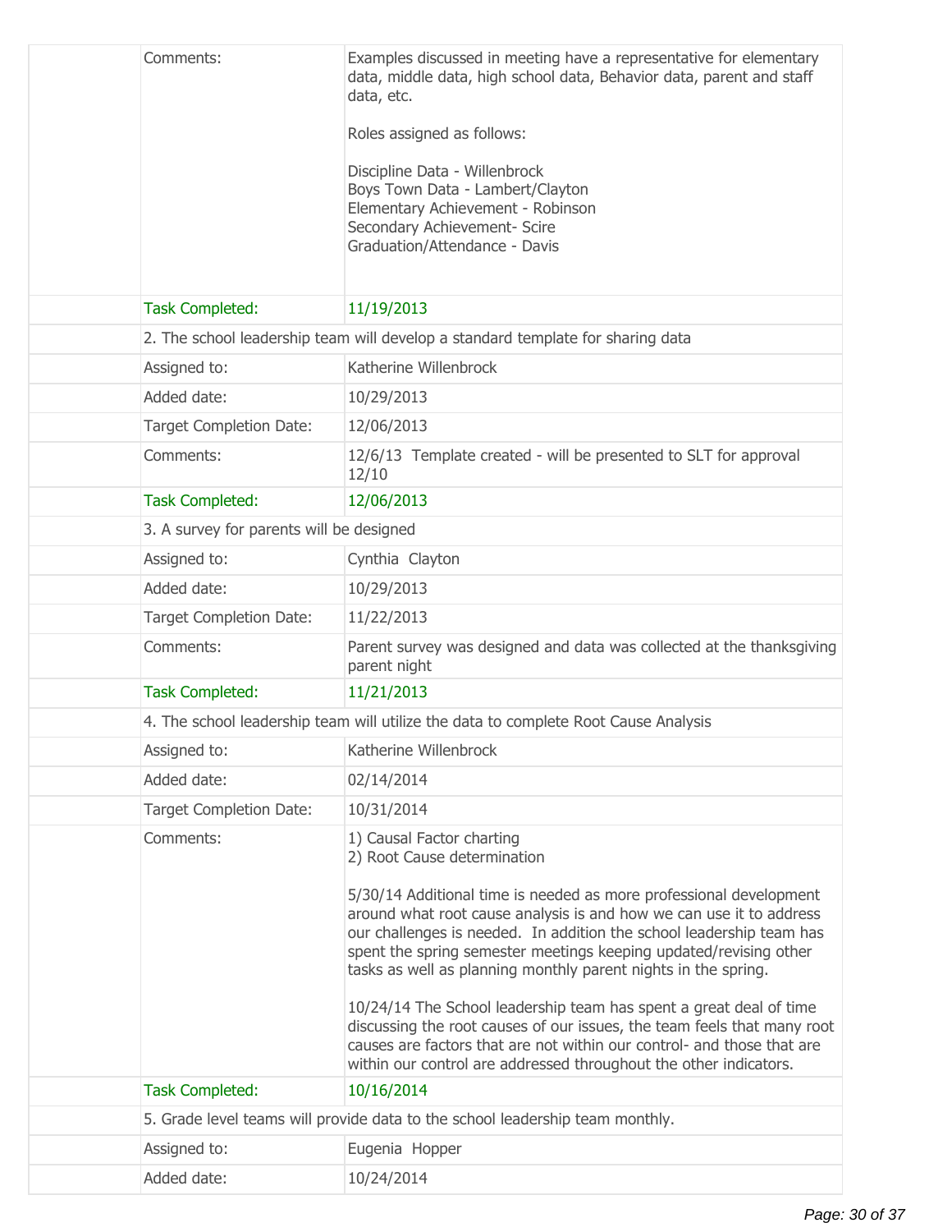| | | |
|---|---|---|
| | Comments: | Examples discussed in meeting have a representative for elementary data, middle data, high school data, Behavior data, parent and staff data, etc.<br><br>Roles assigned as follows:<br><br>Discipline Data - Willenbrock<br>Boys Town Data - Lambert/Clayton<br>Elementary Achievement - Robinson<br>Secondary Achievement- Scire<br>Graduation/Attendance - Davis |
| | Task Completed: | 11/19/2013 |
| | 2. The school leadership team will develop a standard template for sharing data | |
| | Assigned to: | Katherine Willenbrock |
| | Added date: | 10/29/2013 |
| | Target Completion Date: | 12/06/2013 |
| | Comments: | 12/6/13 Template created - will be presented to SLT for approval 12/10 |
| | Task Completed: | 12/06/2013 |
| | 3. A survey for parents will be designed | |
| | Assigned to: | Cynthia Clayton |
| | Added date: | 10/29/2013 |
| | Target Completion Date: | 11/22/2013 |
| | Comments: | Parent survey was designed and data was collected at the thanksgiving parent night |
| | Task Completed: | 11/21/2013 |
| | 4. The school leadership team will utilize the data to complete Root Cause Analysis | |
| | Assigned to: | Katherine Willenbrock |
| | Added date: | 02/14/2014 |
| | Target Completion Date: | 10/31/2014 |
| | Comments: | 1) Causal Factor charting<br>2) Root Cause determination<br><br>5/30/14 Additional time is needed as more professional development around what root cause analysis is and how we can use it to address our challenges is needed. In addition the school leadership team has spent the spring semester meetings keeping updated/revising other tasks as well as planning monthly parent nights in the spring.<br><br>10/24/14 The School leadership team has spent a great deal of time discussing the root causes of our issues, the team feels that many root causes are factors that are not within our control- and those that are within our control are addressed throughout the other indicators. |
| | Task Completed: | 10/16/2014 |
| | 5. Grade level teams will provide data to the school leadership team monthly. | |
| | Assigned to: | Eugenia Hopper |
| | Added date: | 10/24/2014 |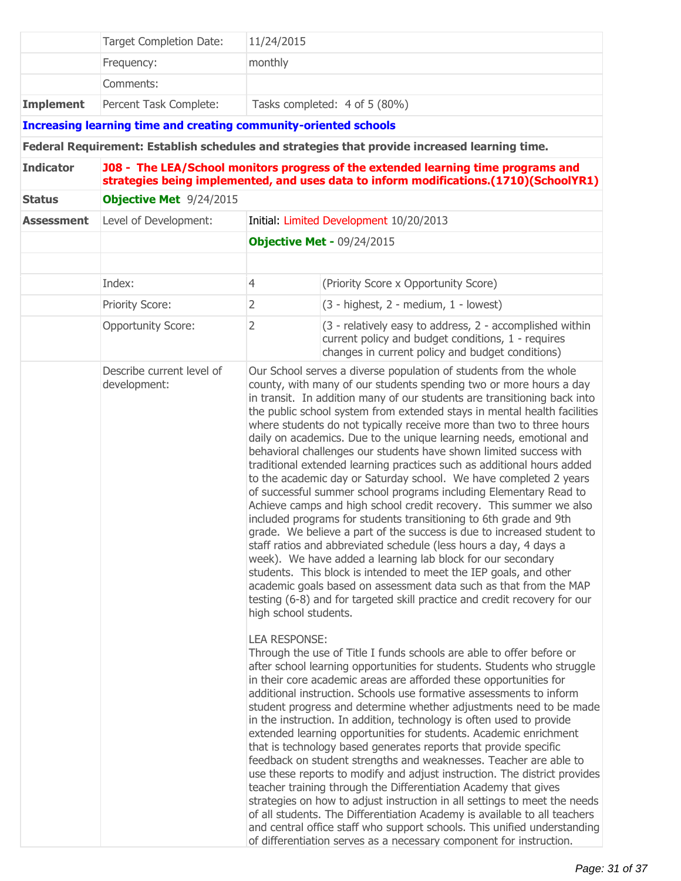| | | |
|---|---|---|
| | Target Completion Date: | 11/24/2015 |
| | Frequency: | monthly |
| | Comments: | |
| **Implement** | Percent Task Complete: | Tasks completed: 4 of 5 (80%) |

**Increasing learning time and creating community-oriented schools**

**Federal Requirement: Establish schedules and strategies that provide increased learning time.**

| | | | |
|---|---|---|---|
| **Indicator** | **J08 - The LEA/School monitors progress of the extended learning time programs and strategies being implemented, and uses data to inform modifications.(1710)(SchoolYR1)** | | |
| **Status** | **Objective Met** 9/24/2015 | | |
| **Assessment** | Level of Development: | Initial: Limited Development 10/20/2013 | |
| | | **Objective Met -** 09/24/2015 | |
| | | | |
| | Index: | 4 | (Priority Score x Opportunity Score) |
| | Priority Score: | 2 | (3 - highest, 2 - medium, 1 - lowest) |
| | Opportunity Score: | 2 | (3 - relatively easy to address, 2 - accomplished within current policy and budget conditions, 1 - requires changes in current policy and budget conditions) |
| | Describe current level of development: | Our School serves a diverse population of students from the whole county, with many of our students spending two or more hours a day in transit. In addition many of our students are transitioning back into the public school system from extended stays in mental health facilities where students do not typically receive more than two to three hours daily on academics. Due to the unique learning needs, emotional and behavioral challenges our students have shown limited success with traditional extended learning practices such as additional hours added to the academic day or Saturday school. We have completed 2 years of successful summer school programs including Elementary Read to Achieve camps and high school credit recovery. This summer we also included programs for students transitioning to 6th grade and 9th grade. We believe a part of the success is due to increased student to staff ratios and abbreviated schedule (less hours a day, 4 days a week). We have added a learning lab block for our secondary students. This block is intended to meet the IEP goals, and other academic goals based on assessment data such as that from the MAP testing (6-8) and for targeted skill practice and credit recovery for our high school students.<br><br>LEA RESPONSE:<br>Through the use of Title I funds schools are able to offer before or after school learning opportunities for students. Students who struggle in their core academic areas are afforded these opportunities for additional instruction. Schools use formative assessments to inform student progress and determine whether adjustments need to be made in the instruction. In addition, technology is often used to provide extended learning opportunities for students. Academic enrichment that is technology based generates reports that provide specific feedback on student strengths and weaknesses. Teacher are able to use these reports to modify and adjust instruction. The district provides teacher training through the Differentiation Academy that gives strategies on how to adjust instruction in all settings to meet the needs of all students. The Differentiation Academy is available to all teachers and central office staff who support schools. This unified understanding of differentiation serves as a necessary component for instruction. | |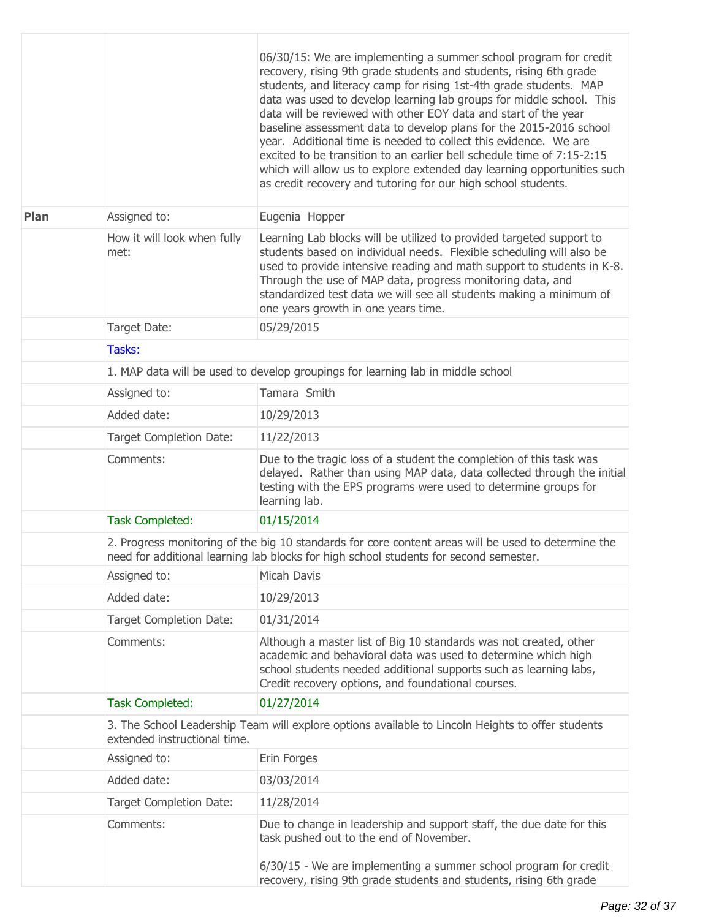| | | |
|---|---|---|
| | | 06/30/15: We are implementing a summer school program for credit recovery, rising 9th grade students and students, rising 6th grade students, and literacy camp for rising 1st-4th grade students. MAP data was used to develop learning lab groups for middle school. This data will be reviewed with other EOY data and start of the year baseline assessment data to develop plans for the 2015-2016 school year. Additional time is needed to collect this evidence. We are excited to be transition to an earlier bell schedule time of 7:15-2:15 which will allow us to explore extended day learning opportunities such as credit recovery and tutoring for our high school students. |
| **Plan** | Assigned to: | Eugenia Hopper |
| | How it will look when fully met: | Learning Lab blocks will be utilized to provided targeted support to students based on individual needs. Flexible scheduling will also be used to provide intensive reading and math support to students in K-8. Through the use of MAP data, progress monitoring data, and standardized test data we will see all students making a minimum of one years growth in one years time. |
| | Target Date: | 05/29/2015 |
| | Tasks: | |
| | 1. MAP data will be used to develop groupings for learning lab in middle school | |
| | Assigned to: | Tamara Smith |
| | Added date: | 10/29/2013 |
| | Target Completion Date: | 11/22/2013 |
| | Comments: | Due to the tragic loss of a student the completion of this task was delayed. Rather than using MAP data, data collected through the initial testing with the EPS programs were used to determine groups for learning lab. |
| | Task Completed: | 01/15/2014 |
| | 2. Progress monitoring of the big 10 standards for core content areas will be used to determine the need for additional learning lab blocks for high school students for second semester. | |
| | Assigned to: | Micah Davis |
| | Added date: | 10/29/2013 |
| | Target Completion Date: | 01/31/2014 |
| | Comments: | Although a master list of Big 10 standards was not created, other academic and behavioral data was used to determine which high school students needed additional supports such as learning labs, Credit recovery options, and foundational courses. |
| | Task Completed: | 01/27/2014 |
| | 3. The School Leadership Team will explore options available to Lincoln Heights to offer students extended instructional time. | |
| | Assigned to: | Erin Forges |
| | Added date: | 03/03/2014 |
| | Target Completion Date: | 11/28/2014 |
| | Comments: | Due to change in leadership and support staff, the due date for this task pushed out to the end of November.<br><br>6/30/15 - We are implementing a summer school program for credit recovery, rising 9th grade students and students, rising 6th grade |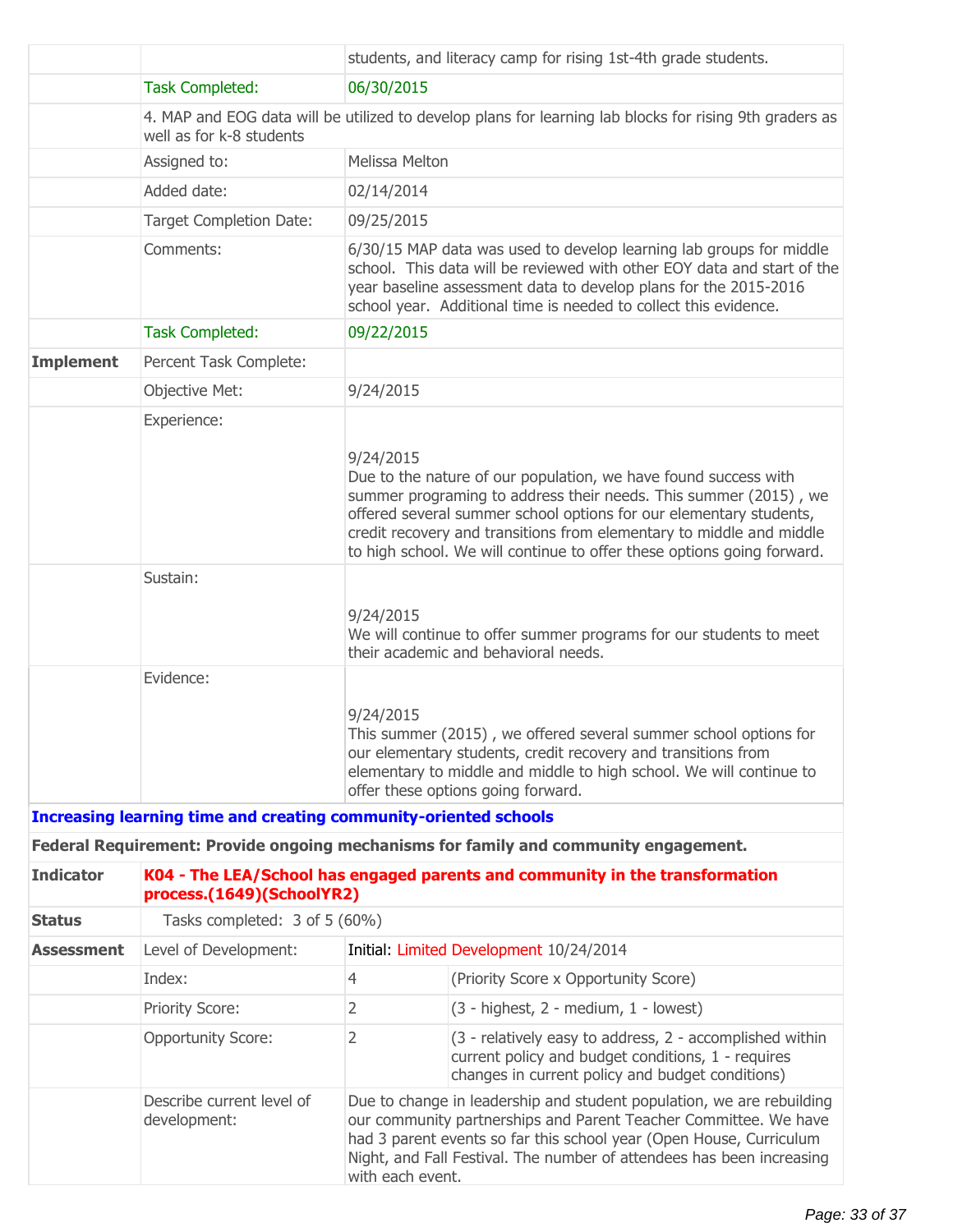| | | |
|---|---|---|
| | | students, and literacy camp for rising 1st-4th grade students. |
| | Task Completed: | 06/30/2015 |
| | 4. MAP and EOG data will be utilized to develop plans for learning lab blocks for rising 9th graders as well as for k-8 students | |
| | Assigned to: | Melissa Melton |
| | Added date: | 02/14/2014 |
| | Target Completion Date: | 09/25/2015 |
| | Comments: | 6/30/15 MAP data was used to develop learning lab groups for middle school. This data will be reviewed with other EOY data and start of the year baseline assessment data to develop plans for the 2015-2016 school year. Additional time is needed to collect this evidence. |
| | Task Completed: | 09/22/2015 |
| **Implement** | Percent Task Complete: | |
| | Objective Met: | 9/24/2015 |
| | Experience: | 9/24/2015<br>Due to the nature of our population, we have found success with summer programing to address their needs. This summer (2015) , we offered several summer school options for our elementary students, credit recovery and transitions from elementary to middle and middle to high school. We will continue to offer these options going forward. |
| | Sustain: | 9/24/2015<br>We will continue to offer summer programs for our students to meet their academic and behavioral needs. |
| | Evidence: | 9/24/2015<br>This summer (2015) , we offered several summer school options for our elementary students, credit recovery and transitions from elementary to middle and middle to high school. We will continue to offer these options going forward. |

**Increasing learning time and creating community-oriented schools**

**Federal Requirement: Provide ongoing mechanisms for family and community engagement.**

| | | | |
|---|---|---|---|
| **Indicator** | **K04 - The LEA/School has engaged parents and community in the transformation process.(1649)(SchoolYR2)** | | |
| **Status** | Tasks completed: 3 of 5 (60%) | | |
| **Assessment** | Level of Development: | Initial: Limited Development 10/24/2014 | |
| | Index: | 4 | (Priority Score x Opportunity Score) |
| | Priority Score: | 2 | (3 - highest, 2 - medium, 1 - lowest) |
| | Opportunity Score: | 2 | (3 - relatively easy to address, 2 - accomplished within current policy and budget conditions, 1 - requires changes in current policy and budget conditions) |
| | Describe current level of development: | Due to change in leadership and student population, we are rebuilding our community partnerships and Parent Teacher Committee. We have had 3 parent events so far this school year (Open House, Curriculum Night, and Fall Festival. The number of attendees has been increasing with each event. | |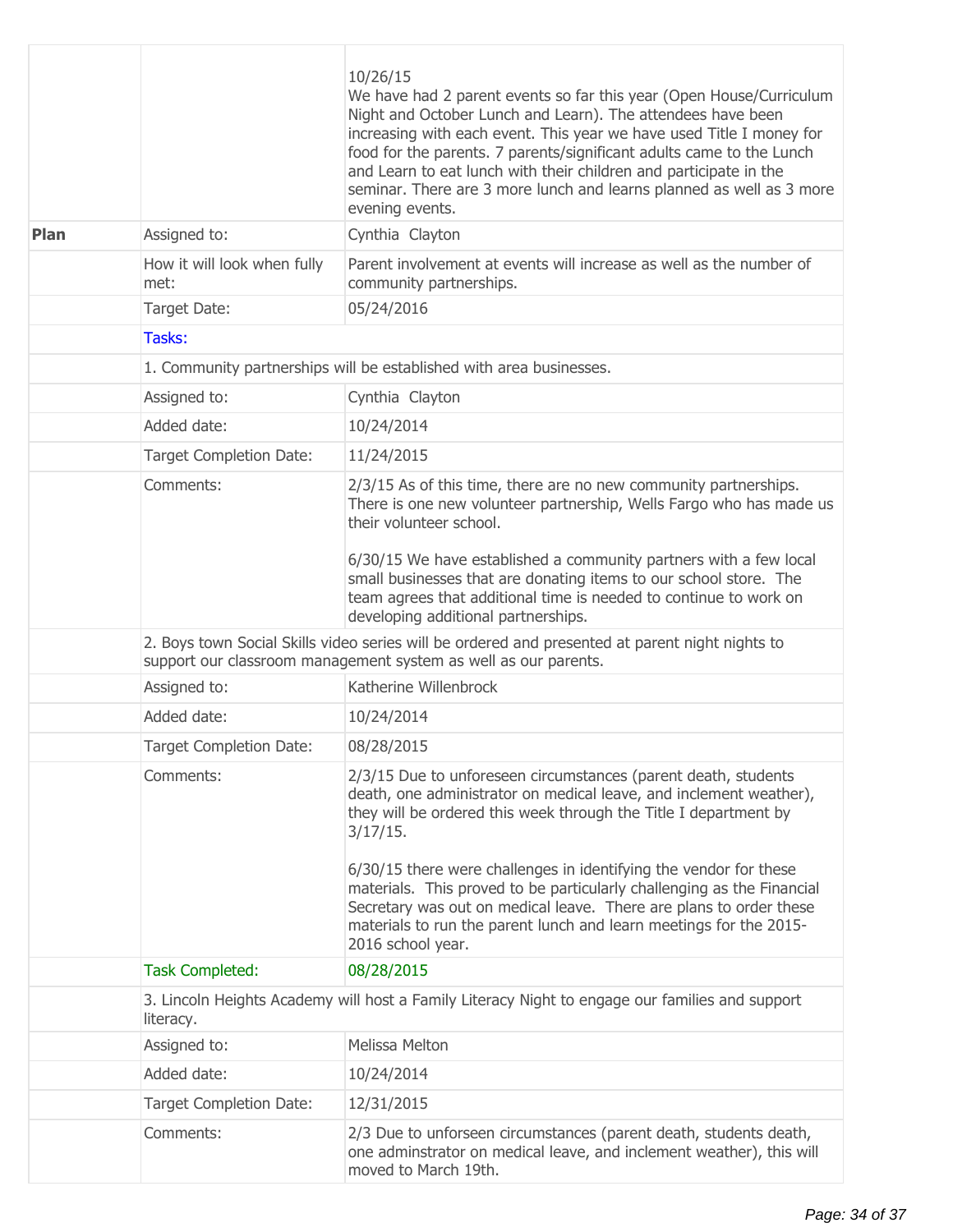| | | |
|---|---|---|
| | | 10/26/15<br>We have had 2 parent events so far this year (Open House/Curriculum Night and October Lunch and Learn). The attendees have been increasing with each event. This year we have used Title I money for food for the parents. 7 parents/significant adults came to the Lunch and Learn to eat lunch with their children and participate in the seminar. There are 3 more lunch and learns planned as well as 3 more evening events. |
| **Plan** | Assigned to: | Cynthia Clayton |
| | How it will look when fully met: | Parent involvement at events will increase as well as the number of community partnerships. |
| | Target Date: | 05/24/2016 |
| | Tasks: | |
| | 1. Community partnerships will be established with area businesses. | |
| | Assigned to: | Cynthia Clayton |
| | Added date: | 10/24/2014 |
| | Target Completion Date: | 11/24/2015 |
| | Comments: | 2/3/15 As of this time, there are no new community partnerships. There is one new volunteer partnership, Wells Fargo who has made us their volunteer school.<br><br>6/30/15 We have established a community partners with a few local small businesses that are donating items to our school store. The team agrees that additional time is needed to continue to work on developing additional partnerships. |
| | 2. Boys town Social Skills video series will be ordered and presented at parent night nights to support our classroom management system as well as our parents. | |
| | Assigned to: | Katherine Willenbrock |
| | Added date: | 10/24/2014 |
| | Target Completion Date: | 08/28/2015 |
| | Comments: | 2/3/15 Due to unforeseen circumstances (parent death, students death, one administrator on medical leave, and inclement weather), they will be ordered this week through the Title I department by 3/17/15.<br><br>6/30/15 there were challenges in identifying the vendor for these materials. This proved to be particularly challenging as the Financial Secretary was out on medical leave. There are plans to order these materials to run the parent lunch and learn meetings for the 2015-2016 school year. |
| | Task Completed: | 08/28/2015 |
| | 3. Lincoln Heights Academy will host a Family Literacy Night to engage our families and support literacy. | |
| | Assigned to: | Melissa Melton |
| | Added date: | 10/24/2014 |
| | Target Completion Date: | 12/31/2015 |
| | Comments: | 2/3 Due to unforseen circumstances (parent death, students death, one adminstrator on medical leave, and inclement weather), this will moved to March 19th. |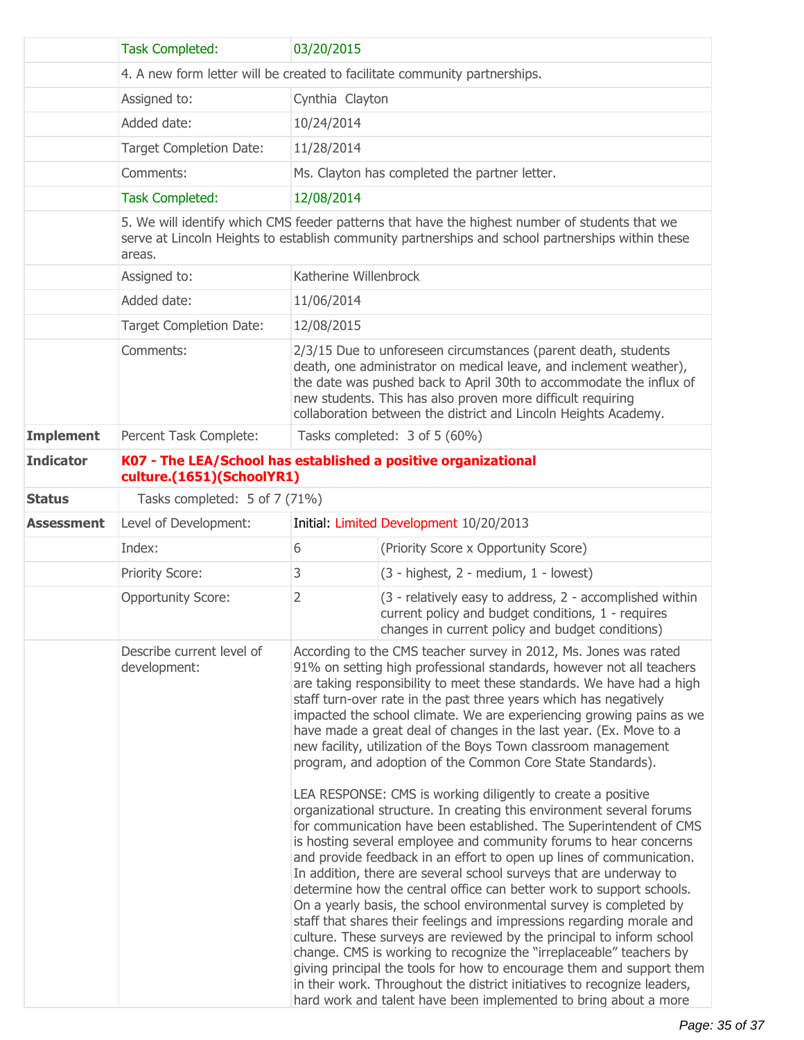| | | | |
|---|---|---|---|
| | Task Completed: | 03/20/2015 | |
| | 4. A new form letter will be created to facilitate community partnerships. | | |
| | Assigned to: | Cynthia Clayton | |
| | Added date: | 10/24/2014 | |
| | Target Completion Date: | 11/28/2014 | |
| | Comments: | Ms. Clayton has completed the partner letter. | |
| | Task Completed: | 12/08/2014 | |
| | 5. We will identify which CMS feeder patterns that have the highest number of students that we serve at Lincoln Heights to establish community partnerships and school partnerships within these areas. | | |
| | Assigned to: | Katherine Willenbrock | |
| | Added date: | 11/06/2014 | |
| | Target Completion Date: | 12/08/2015 | |
| | Comments: | 2/3/15 Due to unforeseen circumstances (parent death, students death, one administrator on medical leave, and inclement weather), the date was pushed back to April 30th to accommodate the influx of new students. This has also proven more difficult requiring collaboration between the district and Lincoln Heights Academy. | |
| **Implement** | Percent Task Complete: | Tasks completed: 3 of 5 (60%) | |
| **Indicator** | **K07 - The LEA/School has established a positive organizational culture.(1651)(SchoolYR1)** | | |
| **Status** | Tasks completed: 5 of 7 (71%) | | |
| **Assessment** | Level of Development: | Initial: Limited Development 10/20/2013 | |
| | Index: | 6 | (Priority Score x Opportunity Score) |
| | Priority Score: | 3 | (3 - highest, 2 - medium, 1 - lowest) |
| | Opportunity Score: | 2 | (3 - relatively easy to address, 2 - accomplished within current policy and budget conditions, 1 - requires changes in current policy and budget conditions) |
| | Describe current level of development: | According to the CMS teacher survey in 2012, Ms. Jones was rated 91% on setting high professional standards, however not all teachers are taking responsibility to meet these standards. We have had a high staff turn-over rate in the past three years which has negatively impacted the school climate. We are experiencing growing pains as we have made a great deal of changes in the last year. (Ex. Move to a new facility, utilization of the Boys Town classroom management program, and adoption of the Common Core State Standards).<br><br>LEA RESPONSE: CMS is working diligently to create a positive organizational structure. In creating this environment several forums for communication have been established. The Superintendent of CMS is hosting several employee and community forums to hear concerns and provide feedback in an effort to open up lines of communication. In addition, there are several school surveys that are underway to determine how the central office can better work to support schools. On a yearly basis, the school environmental survey is completed by staff that shares their feelings and impressions regarding morale and culture. These surveys are reviewed by the principal to inform school change. CMS is working to recognize the "irreplaceable" teachers by giving principal the tools for how to encourage them and support them in their work. Throughout the district initiatives to recognize leaders, hard work and talent have been implemented to bring about a more | |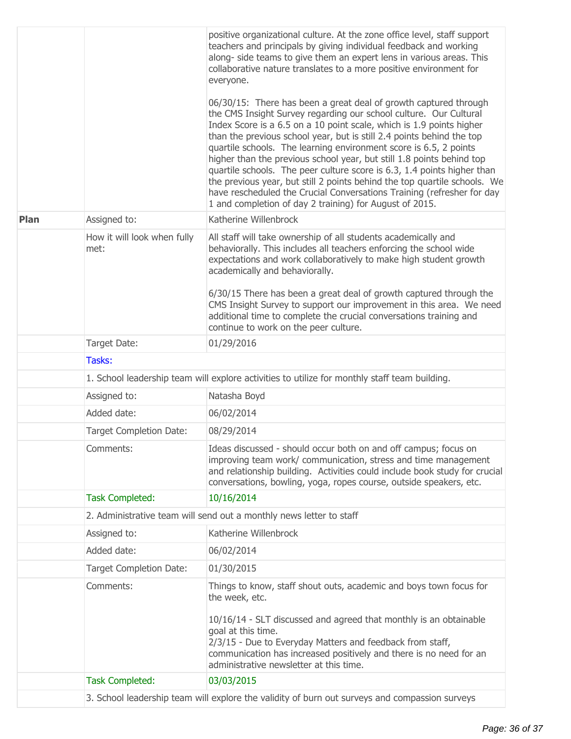| | | |
|---|---|---|
| | | positive organizational culture. At the zone office level, staff support teachers and principals by giving individual feedback and working along- side teams to give them an expert lens in various areas. This collaborative nature translates to a more positive environment for everyone.<br><br>06/30/15: There has been a great deal of growth captured through the CMS Insight Survey regarding our school culture. Our Cultural Index Score is a 6.5 on a 10 point scale, which is 1.9 points higher than the previous school year, but is still 2.4 points behind the top quartile schools. The learning environment score is 6.5, 2 points higher than the previous school year, but still 1.8 points behind top quartile schools. The peer culture score is 6.3, 1.4 points higher than the previous year, but still 2 points behind the top quartile schools. We have rescheduled the Crucial Conversations Training (refresher for day 1 and completion of day 2 training) for August of 2015. |
| **Plan** | Assigned to: | Katherine Willenbrock |
| | How it will look when fully met: | All staff will take ownership of all students academically and behaviorally. This includes all teachers enforcing the school wide expectations and work collaboratively to make high student growth academically and behaviorally.<br><br>6/30/15 There has been a great deal of growth captured through the CMS Insight Survey to support our improvement in this area. We need additional time to complete the crucial conversations training and continue to work on the peer culture. |
| | Target Date: | 01/29/2016 |
| | Tasks: | |
| | 1. School leadership team will explore activities to utilize for monthly staff team building. | |
| | Assigned to: | Natasha Boyd |
| | Added date: | 06/02/2014 |
| | Target Completion Date: | 08/29/2014 |
| | Comments: | Ideas discussed - should occur both on and off campus; focus on improving team work/ communication, stress and time management and relationship building. Activities could include book study for crucial conversations, bowling, yoga, ropes course, outside speakers, etc. |
| | Task Completed: | 10/16/2014 |
| | 2. Administrative team will send out a monthly news letter to staff | |
| | Assigned to: | Katherine Willenbrock |
| | Added date: | 06/02/2014 |
| | Target Completion Date: | 01/30/2015 |
| | Comments: | Things to know, staff shout outs, academic and boys town focus for the week, etc.<br><br>10/16/14 - SLT discussed and agreed that monthly is an obtainable goal at this time.<br>2/3/15 - Due to Everyday Matters and feedback from staff, communication has increased positively and there is no need for an administrative newsletter at this time. |
| | Task Completed: | 03/03/2015 |
| | 3. School leadership team will explore the validity of burn out surveys and compassion surveys | |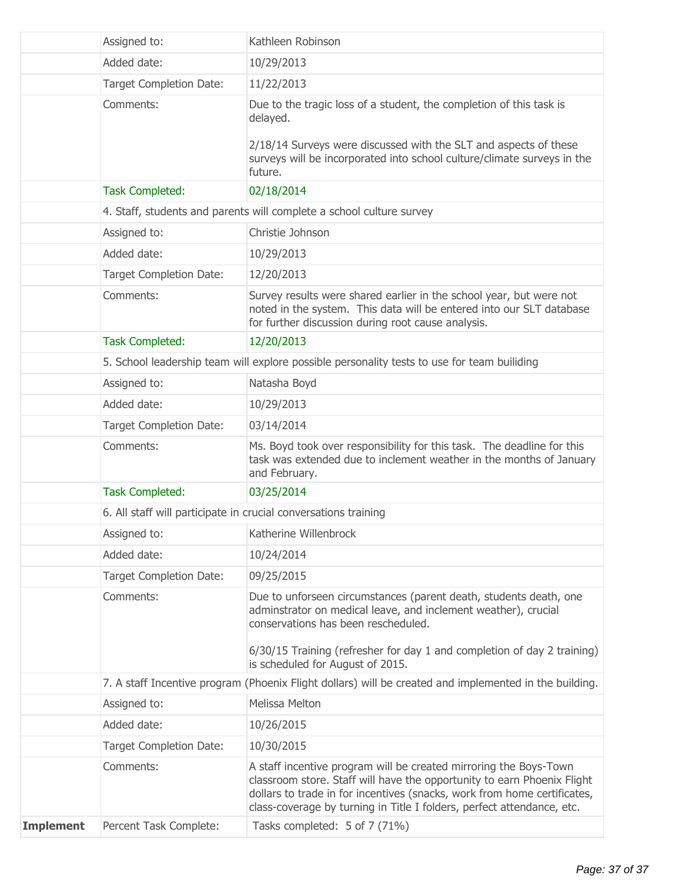| | | |
|---|---|---|
| | Assigned to: | Kathleen Robinson |
| | Added date: | 10/29/2013 |
| | Target Completion Date: | 11/22/2013 |
| | Comments: | Due to the tragic loss of a student, the completion of this task is delayed.<br><br>2/18/14 Surveys were discussed with the SLT and aspects of these surveys will be incorporated into school culture/climate surveys in the future. |
| | Task Completed: | 02/18/2014 |
| | 4. Staff, students and parents will complete a school culture survey | |
| | Assigned to: | Christie Johnson |
| | Added date: | 10/29/2013 |
| | Target Completion Date: | 12/20/2013 |
| | Comments: | Survey results were shared earlier in the school year, but were not noted in the system. This data will be entered into our SLT database for further discussion during root cause analysis. |
| | Task Completed: | 12/20/2013 |
| | 5. School leadership team will explore possible personality tests to use for team builiding | |
| | Assigned to: | Natasha Boyd |
| | Added date: | 10/29/2013 |
| | Target Completion Date: | 03/14/2014 |
| | Comments: | Ms. Boyd took over responsibility for this task. The deadline for this task was extended due to inclement weather in the months of January and February. |
| | Task Completed: | 03/25/2014 |
| | 6. All staff will participate in crucial conversations training | |
| | Assigned to: | Katherine Willenbrock |
| | Added date: | 10/24/2014 |
| | Target Completion Date: | 09/25/2015 |
| | Comments: | Due to unforseen circumstances (parent death, students death, one adminstrator on medical leave, and inclement weather), crucial conservations has been rescheduled.<br><br>6/30/15 Training (refresher for day 1 and completion of day 2 training) is scheduled for August of 2015. |
| | 7. A staff Incentive program (Phoenix Flight dollars) will be created and implemented in the building. | |
| | Assigned to: | Melissa Melton |
| | Added date: | 10/26/2015 |
| | Target Completion Date: | 10/30/2015 |
| | Comments: | A staff incentive program will be created mirroring the Boys-Town classroom store. Staff will have the opportunity to earn Phoenix Flight dollars to trade in for incentives (snacks, work from home certificates, class-coverage by turning in Title I folders, perfect attendance, etc. |
| **Implement** | Percent Task Complete: | Tasks completed: 5 of 7 (71%) |